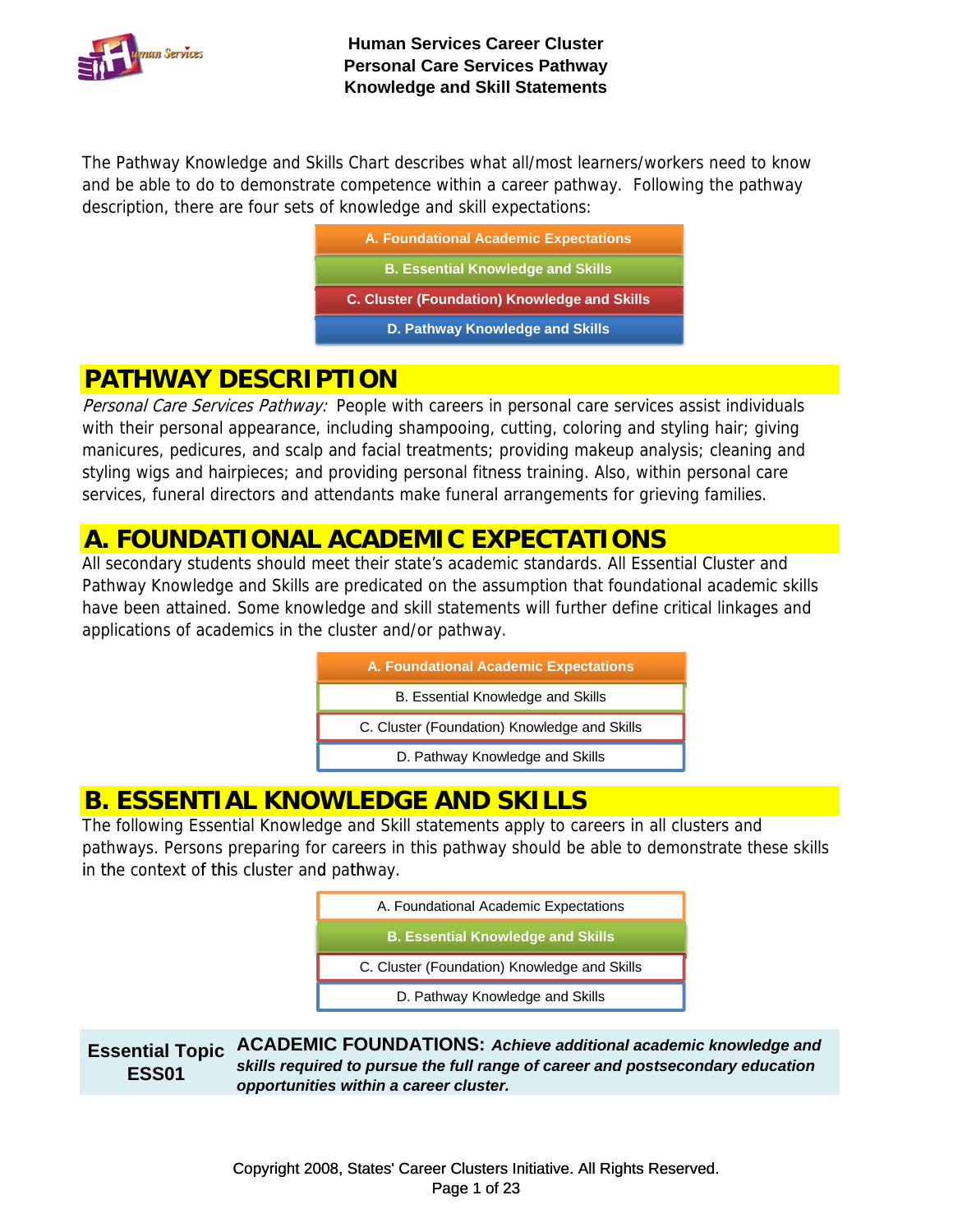# Human Services Career Cluster
## Personal Care Services Pathway
## Knowledge and Skill Statements

The Pathway Knowledge and Skills Chart describes what all/most learners/workers need to know and be able to do to demonstrate competence within a career pathway. Following the pathway description, there are four sets of knowledge and skill expectations:

- **A. Foundational Academic Expectations**
- **B. Essential Knowledge and Skills**
- **C. Cluster (Foundation) Knowledge and Skills**
- **D. Pathway Knowledge and Skills**

## PATHWAY DESCRIPTION

*Personal Care Services Pathway:* People with careers in personal care services assist individuals with their personal appearance, including shampooing, cutting, coloring and styling hair; giving manicures, pedicures, and scalp and facial treatments; providing makeup analysis; cleaning and styling wigs and hairpieces; and providing personal fitness training. Also, within personal care services, funeral directors and attendants make funeral arrangements for grieving families.

## A. FOUNDATIONAL ACADEMIC EXPECTATIONS

All secondary students should meet their state's academic standards. All Essential Cluster and Pathway Knowledge and Skills are predicated on the assumption that foundational academic skills have been attained. Some knowledge and skill statements will further define critical linkages and applications of academics in the cluster and/or pathway.

- **A. Foundational Academic Expectations**
- B. Essential Knowledge and Skills
- C. Cluster (Foundation) Knowledge and Skills
- D. Pathway Knowledge and Skills

## B. ESSENTIAL KNOWLEDGE AND SKILLS

The following Essential Knowledge and Skill statements apply to careers in all clusters and pathways. Persons preparing for careers in this pathway should be able to demonstrate these skills in the context of this cluster and pathway.

- A. Foundational Academic Expectations
- **B. Essential Knowledge and Skills**
- C. Cluster (Foundation) Knowledge and Skills
- D. Pathway Knowledge and Skills

| Essential Topic ESS01 | **ACADEMIC FOUNDATIONS:** ***Achieve additional academic knowledge and skills required to pursue the full range of career and postsecondary education opportunities within a career cluster.*** |
|---|---|

Copyright 2008, States' Career Clusters Initiative. All Rights Reserved.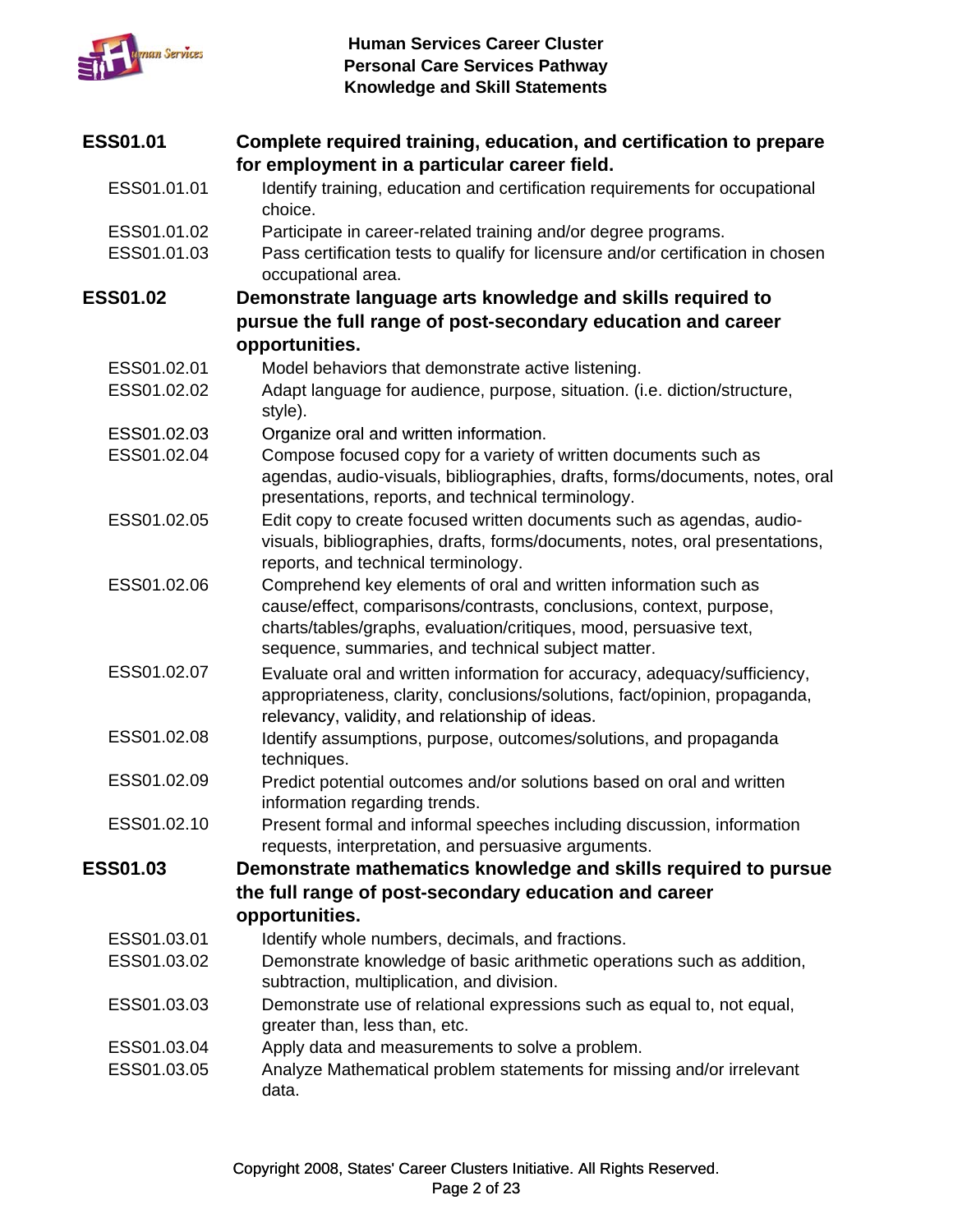**ESS01.01** **Complete required training, education, and certification to prepare for employment in a particular career field.**

- ESS01.01.01 Identify training, education and certification requirements for occupational choice.
- ESS01.01.02 Participate in career-related training and/or degree programs.
- ESS01.01.03 Pass certification tests to qualify for licensure and/or certification in chosen occupational area.

**ESS01.02** **Demonstrate language arts knowledge and skills required to pursue the full range of post-secondary education and career opportunities.**

- ESS01.02.01 Model behaviors that demonstrate active listening.
- ESS01.02.02 Adapt language for audience, purpose, situation. (i.e. diction/structure, style).
- ESS01.02.03 Organize oral and written information.
- ESS01.02.04 Compose focused copy for a variety of written documents such as agendas, audio-visuals, bibliographies, drafts, forms/documents, notes, oral presentations, reports, and technical terminology.
- ESS01.02.05 Edit copy to create focused written documents such as agendas, audio-visuals, bibliographies, drafts, forms/documents, notes, oral presentations, reports, and technical terminology.
- ESS01.02.06 Comprehend key elements of oral and written information such as cause/effect, comparisons/contrasts, conclusions, context, purpose, charts/tables/graphs, evaluation/critiques, mood, persuasive text, sequence, summaries, and technical subject matter.
- ESS01.02.07 Evaluate oral and written information for accuracy, adequacy/sufficiency, appropriateness, clarity, conclusions/solutions, fact/opinion, propaganda, relevancy, validity, and relationship of ideas.
- ESS01.02.08 Identify assumptions, purpose, outcomes/solutions, and propaganda techniques.
- ESS01.02.09 Predict potential outcomes and/or solutions based on oral and written information regarding trends.
- ESS01.02.10 Present formal and informal speeches including discussion, information requests, interpretation, and persuasive arguments.

**ESS01.03** **Demonstrate mathematics knowledge and skills required to pursue the full range of post-secondary education and career opportunities.**

- ESS01.03.01 Identify whole numbers, decimals, and fractions.
- ESS01.03.02 Demonstrate knowledge of basic arithmetic operations such as addition, subtraction, multiplication, and division.
- ESS01.03.03 Demonstrate use of relational expressions such as equal to, not equal, greater than, less than, etc.
- ESS01.03.04 Apply data and measurements to solve a problem.
- ESS01.03.05 Analyze Mathematical problem statements for missing and/or irrelevant data.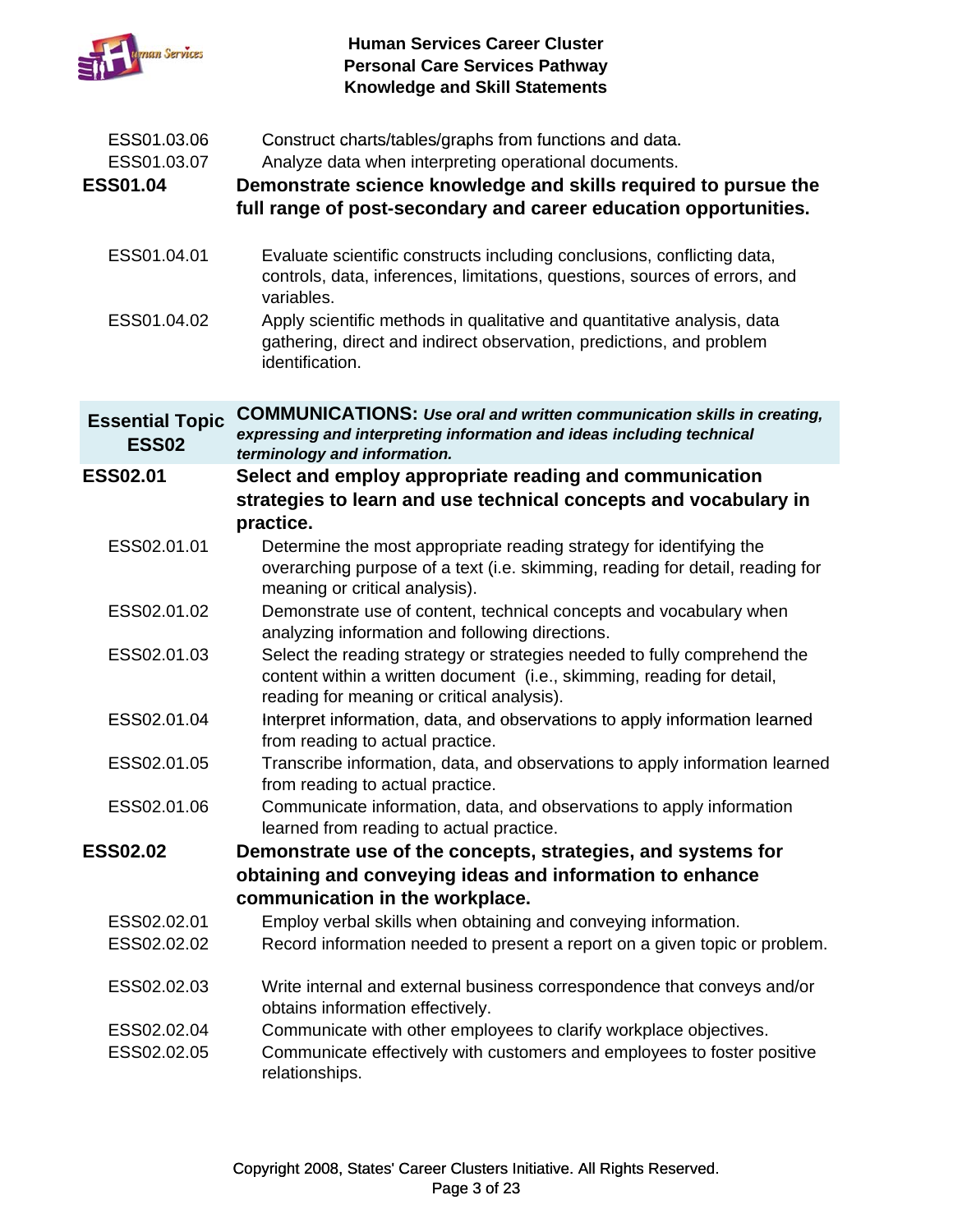| | |
|---|---|
| ESS01.03.06 | Construct charts/tables/graphs from functions and data. |
| ESS01.03.07 | Analyze data when interpreting operational documents. |
| **ESS01.04** | **Demonstrate science knowledge and skills required to pursue the full range of post-secondary and career education opportunities.** |
| ESS01.04.01 | Evaluate scientific constructs including conclusions, conflicting data, controls, data, inferences, limitations, questions, sources of errors, and variables. |
| ESS01.04.02 | Apply scientific methods in qualitative and quantitative analysis, data gathering, direct and indirect observation, predictions, and problem identification. |

| **Essential Topic ESS02** | **COMMUNICATIONS:** ***Use oral and written communication skills in creating, expressing and interpreting information and ideas including technical terminology and information.*** |
|---|---|
| **ESS02.01** | **Select and employ appropriate reading and communication strategies to learn and use technical concepts and vocabulary in practice.** |
| ESS02.01.01 | Determine the most appropriate reading strategy for identifying the overarching purpose of a text (i.e. skimming, reading for detail, reading for meaning or critical analysis). |
| ESS02.01.02 | Demonstrate use of content, technical concepts and vocabulary when analyzing information and following directions. |
| ESS02.01.03 | Select the reading strategy or strategies needed to fully comprehend the content within a written document (i.e., skimming, reading for detail, reading for meaning or critical analysis). |
| ESS02.01.04 | Interpret information, data, and observations to apply information learned from reading to actual practice. |
| ESS02.01.05 | Transcribe information, data, and observations to apply information learned from reading to actual practice. |
| ESS02.01.06 | Communicate information, data, and observations to apply information learned from reading to actual practice. |
| **ESS02.02** | **Demonstrate use of the concepts, strategies, and systems for obtaining and conveying ideas and information to enhance communication in the workplace.** |
| ESS02.02.01 | Employ verbal skills when obtaining and conveying information. |
| ESS02.02.02 | Record information needed to present a report on a given topic or problem. |
| ESS02.02.03 | Write internal and external business correspondence that conveys and/or obtains information effectively. |
| ESS02.02.04 | Communicate with other employees to clarify workplace objectives. |
| ESS02.02.05 | Communicate effectively with customers and employees to foster positive relationships. |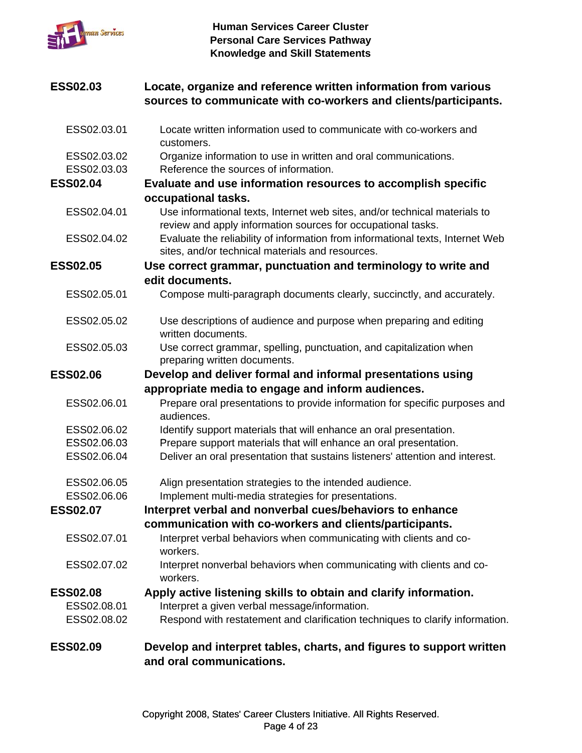| | |
|---|---|
| **ESS02.03** | **Locate, organize and reference written information from various sources to communicate with co-workers and clients/participants.** |
| ESS02.03.01 | Locate written information used to communicate with co-workers and customers. |
| ESS02.03.02 | Organize information to use in written and oral communications. |
| ESS02.03.03 | Reference the sources of information. |
| **ESS02.04** | **Evaluate and use information resources to accomplish specific occupational tasks.** |
| ESS02.04.01 | Use informational texts, Internet web sites, and/or technical materials to review and apply information sources for occupational tasks. |
| ESS02.04.02 | Evaluate the reliability of information from informational texts, Internet Web sites, and/or technical materials and resources. |
| **ESS02.05** | **Use correct grammar, punctuation and terminology to write and edit documents.** |
| ESS02.05.01 | Compose multi-paragraph documents clearly, succinctly, and accurately. |
| ESS02.05.02 | Use descriptions of audience and purpose when preparing and editing written documents. |
| ESS02.05.03 | Use correct grammar, spelling, punctuation, and capitalization when preparing written documents. |
| **ESS02.06** | **Develop and deliver formal and informal presentations using appropriate media to engage and inform audiences.** |
| ESS02.06.01 | Prepare oral presentations to provide information for specific purposes and audiences. |
| ESS02.06.02 | Identify support materials that will enhance an oral presentation. |
| ESS02.06.03 | Prepare support materials that will enhance an oral presentation. |
| ESS02.06.04 | Deliver an oral presentation that sustains listeners' attention and interest. |
| ESS02.06.05 | Align presentation strategies to the intended audience. |
| ESS02.06.06 | Implement multi-media strategies for presentations. |
| **ESS02.07** | **Interpret verbal and nonverbal cues/behaviors to enhance communication with co-workers and clients/participants.** |
| ESS02.07.01 | Interpret verbal behaviors when communicating with clients and co-workers. |
| ESS02.07.02 | Interpret nonverbal behaviors when communicating with clients and co-workers. |
| **ESS02.08** | **Apply active listening skills to obtain and clarify information.** |
| ESS02.08.01 | Interpret a given verbal message/information. |
| ESS02.08.02 | Respond with restatement and clarification techniques to clarify information. |
| **ESS02.09** | **Develop and interpret tables, charts, and figures to support written and oral communications.** |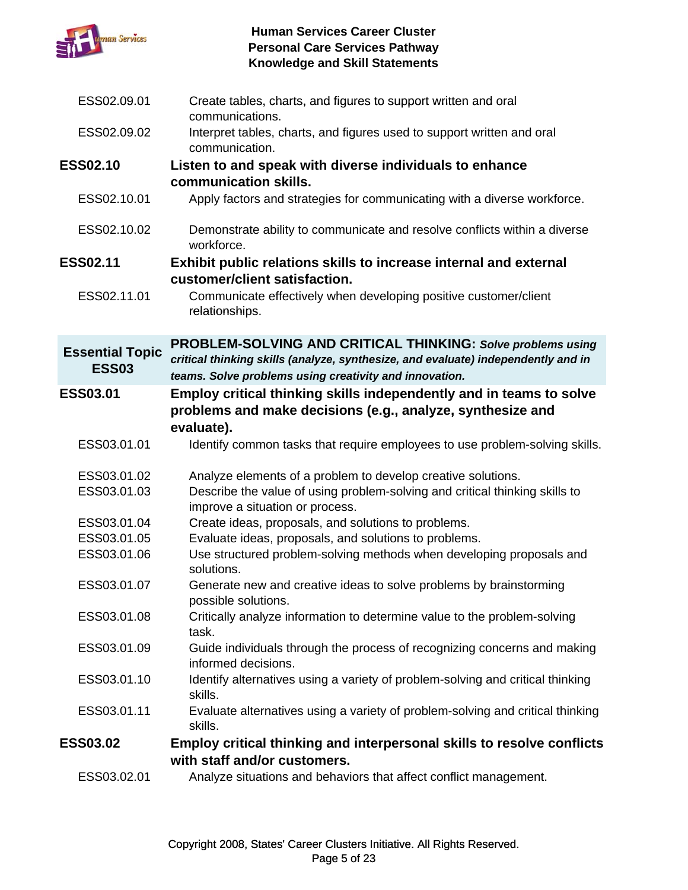| | |
|---|---|
| ESS02.09.01 | Create tables, charts, and figures to support written and oral communications. |
| ESS02.09.02 | Interpret tables, charts, and figures used to support written and oral communication. |
| **ESS02.10** | **Listen to and speak with diverse individuals to enhance communication skills.** |
| ESS02.10.01 | Apply factors and strategies for communicating with a diverse workforce. |
| ESS02.10.02 | Demonstrate ability to communicate and resolve conflicts within a diverse workforce. |
| **ESS02.11** | **Exhibit public relations skills to increase internal and external customer/client satisfaction.** |
| ESS02.11.01 | Communicate effectively when developing positive customer/client relationships. |

| | |
|---|---|
| **Essential Topic ESS03** | **PROBLEM-SOLVING AND CRITICAL THINKING:** ***Solve problems using critical thinking skills (analyze, synthesize, and evaluate) independently and in teams. Solve problems using creativity and innovation.*** |
| **ESS03.01** | **Employ critical thinking skills independently and in teams to solve problems and make decisions (e.g., analyze, synthesize and evaluate).** |
| ESS03.01.01 | Identify common tasks that require employees to use problem-solving skills. |
| ESS03.01.02 | Analyze elements of a problem to develop creative solutions. |
| ESS03.01.03 | Describe the value of using problem-solving and critical thinking skills to improve a situation or process. |
| ESS03.01.04 | Create ideas, proposals, and solutions to problems. |
| ESS03.01.05 | Evaluate ideas, proposals, and solutions to problems. |
| ESS03.01.06 | Use structured problem-solving methods when developing proposals and solutions. |
| ESS03.01.07 | Generate new and creative ideas to solve problems by brainstorming possible solutions. |
| ESS03.01.08 | Critically analyze information to determine value to the problem-solving task. |
| ESS03.01.09 | Guide individuals through the process of recognizing concerns and making informed decisions. |
| ESS03.01.10 | Identify alternatives using a variety of problem-solving and critical thinking skills. |
| ESS03.01.11 | Evaluate alternatives using a variety of problem-solving and critical thinking skills. |
| **ESS03.02** | **Employ critical thinking and interpersonal skills to resolve conflicts with staff and/or customers.** |
| ESS03.02.01 | Analyze situations and behaviors that affect conflict management. |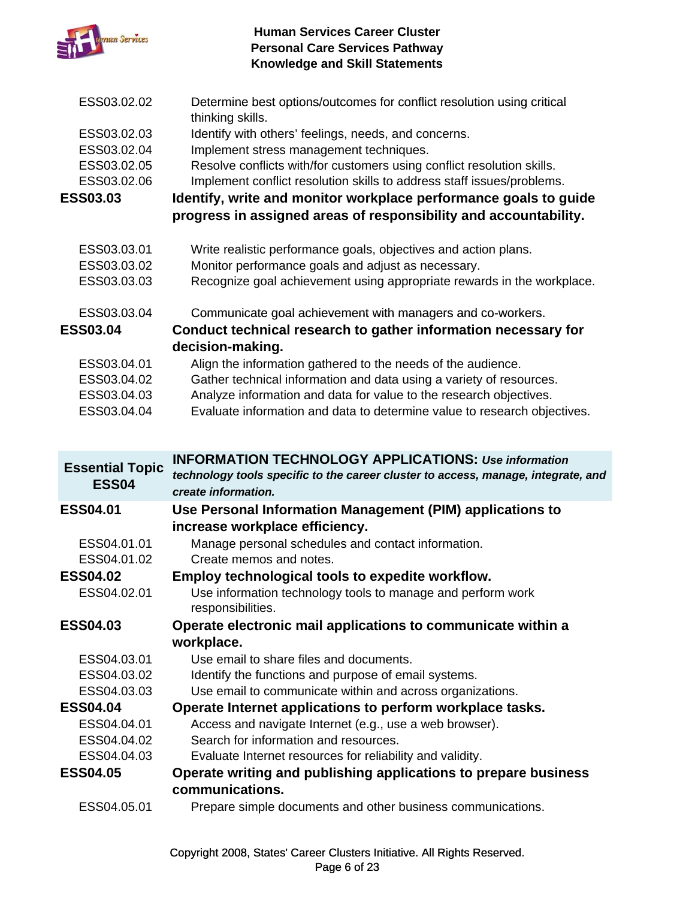| | |
|---|---|
| ESS03.02.02 | Determine best options/outcomes for conflict resolution using critical thinking skills. |
| ESS03.02.03 | Identify with others' feelings, needs, and concerns. |
| ESS03.02.04 | Implement stress management techniques. |
| ESS03.02.05 | Resolve conflicts with/for customers using conflict resolution skills. |
| ESS03.02.06 | Implement conflict resolution skills to address staff issues/problems. |
| **ESS03.03** | **Identify, write and monitor workplace performance goals to guide progress in assigned areas of responsibility and accountability.** |
| ESS03.03.01 | Write realistic performance goals, objectives and action plans. |
| ESS03.03.02 | Monitor performance goals and adjust as necessary. |
| ESS03.03.03 | Recognize goal achievement using appropriate rewards in the workplace. |
| ESS03.03.04 | Communicate goal achievement with managers and co-workers. |
| **ESS03.04** | **Conduct technical research to gather information necessary for decision-making.** |
| ESS03.04.01 | Align the information gathered to the needs of the audience. |
| ESS03.04.02 | Gather technical information and data using a variety of resources. |
| ESS03.04.03 | Analyze information and data for value to the research objectives. |
| ESS03.04.04 | Evaluate information and data to determine value to research objectives. |

| Essential Topic ESS04 | INFORMATION TECHNOLOGY APPLICATIONS: *Use information technology tools specific to the career cluster to access, manage, integrate, and create information.* |
|---|---|
| **ESS04.01** | **Use Personal Information Management (PIM) applications to increase workplace efficiency.** |
| ESS04.01.01 | Manage personal schedules and contact information. |
| ESS04.01.02 | Create memos and notes. |
| **ESS04.02** | **Employ technological tools to expedite workflow.** |
| ESS04.02.01 | Use information technology tools to manage and perform work responsibilities. |
| **ESS04.03** | **Operate electronic mail applications to communicate within a workplace.** |
| ESS04.03.01 | Use email to share files and documents. |
| ESS04.03.02 | Identify the functions and purpose of email systems. |
| ESS04.03.03 | Use email to communicate within and across organizations. |
| **ESS04.04** | **Operate Internet applications to perform workplace tasks.** |
| ESS04.04.01 | Access and navigate Internet (e.g., use a web browser). |
| ESS04.04.02 | Search for information and resources. |
| ESS04.04.03 | Evaluate Internet resources for reliability and validity. |
| **ESS04.05** | **Operate writing and publishing applications to prepare business communications.** |
| ESS04.05.01 | Prepare simple documents and other business communications. |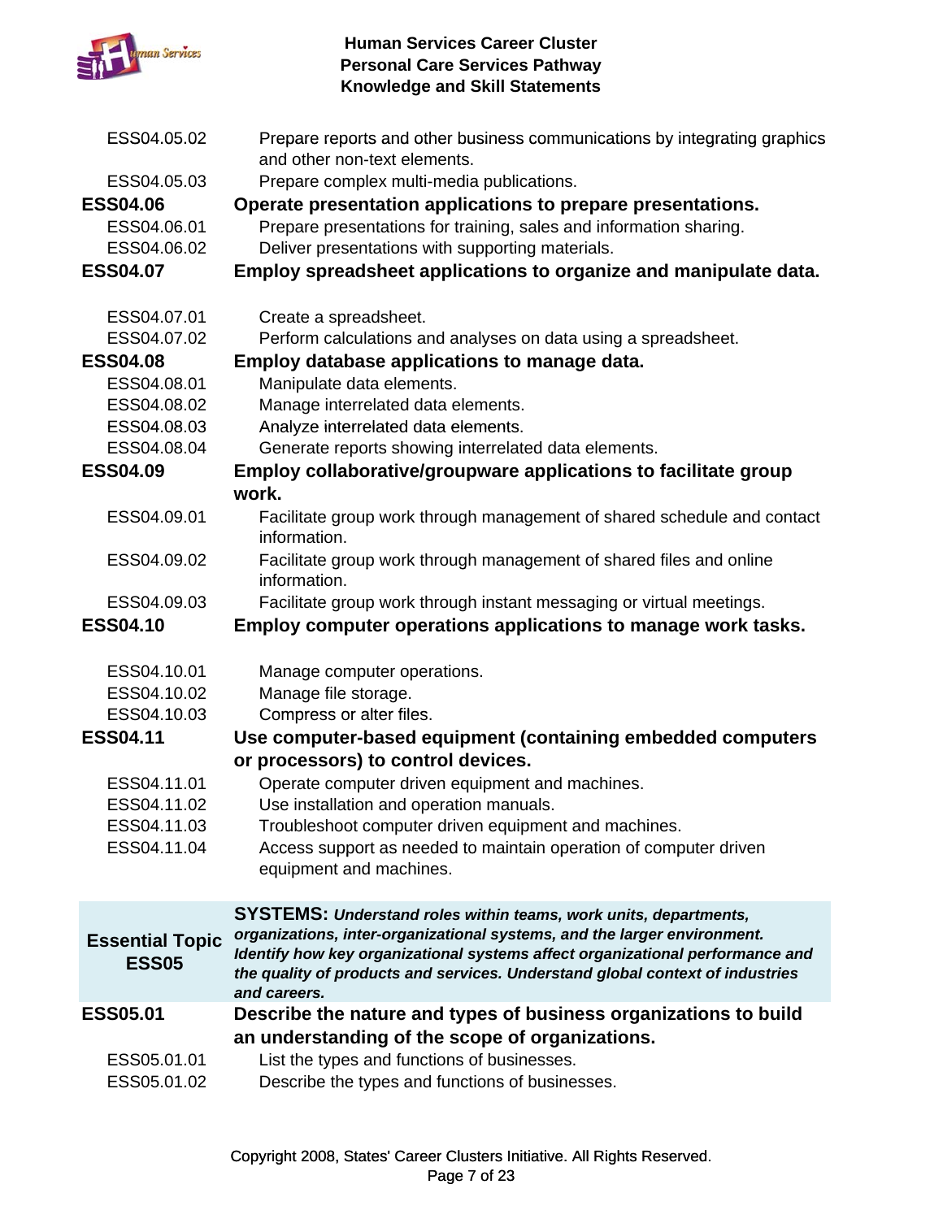| | |
|---|---|
| ESS04.05.02 | Prepare reports and other business communications by integrating graphics and other non-text elements. |
| ESS04.05.03 | Prepare complex multi-media publications. |
| **ESS04.06** | **Operate presentation applications to prepare presentations.** |
| ESS04.06.01 | Prepare presentations for training, sales and information sharing. |
| ESS04.06.02 | Deliver presentations with supporting materials. |
| **ESS04.07** | **Employ spreadsheet applications to organize and manipulate data.** |
| ESS04.07.01 | Create a spreadsheet. |
| ESS04.07.02 | Perform calculations and analyses on data using a spreadsheet. |
| **ESS04.08** | **Employ database applications to manage data.** |
| ESS04.08.01 | Manipulate data elements. |
| ESS04.08.02 | Manage interrelated data elements. |
| ESS04.08.03 | Analyze interrelated data elements. |
| ESS04.08.04 | Generate reports showing interrelated data elements. |
| **ESS04.09** | **Employ collaborative/groupware applications to facilitate group work.** |
| ESS04.09.01 | Facilitate group work through management of shared schedule and contact information. |
| ESS04.09.02 | Facilitate group work through management of shared files and online information. |
| ESS04.09.03 | Facilitate group work through instant messaging or virtual meetings. |
| **ESS04.10** | **Employ computer operations applications to manage work tasks.** |
| ESS04.10.01 | Manage computer operations. |
| ESS04.10.02 | Manage file storage. |
| ESS04.10.03 | Compress or alter files. |
| **ESS04.11** | **Use computer-based equipment (containing embedded computers or processors) to control devices.** |
| ESS04.11.01 | Operate computer driven equipment and machines. |
| ESS04.11.02 | Use installation and operation manuals. |
| ESS04.11.03 | Troubleshoot computer driven equipment and machines. |
| ESS04.11.04 | Access support as needed to maintain operation of computer driven equipment and machines. |
| **Essential Topic ESS05** | **SYSTEMS:** ***Understand roles within teams, work units, departments, organizations, inter-organizational systems, and the larger environment. Identify how key organizational systems affect organizational performance and the quality of products and services. Understand global context of industries and careers.*** |
| **ESS05.01** | **Describe the nature and types of business organizations to build an understanding of the scope of organizations.** |
| ESS05.01.01 | List the types and functions of businesses. |
| ESS05.01.02 | Describe the types and functions of businesses. |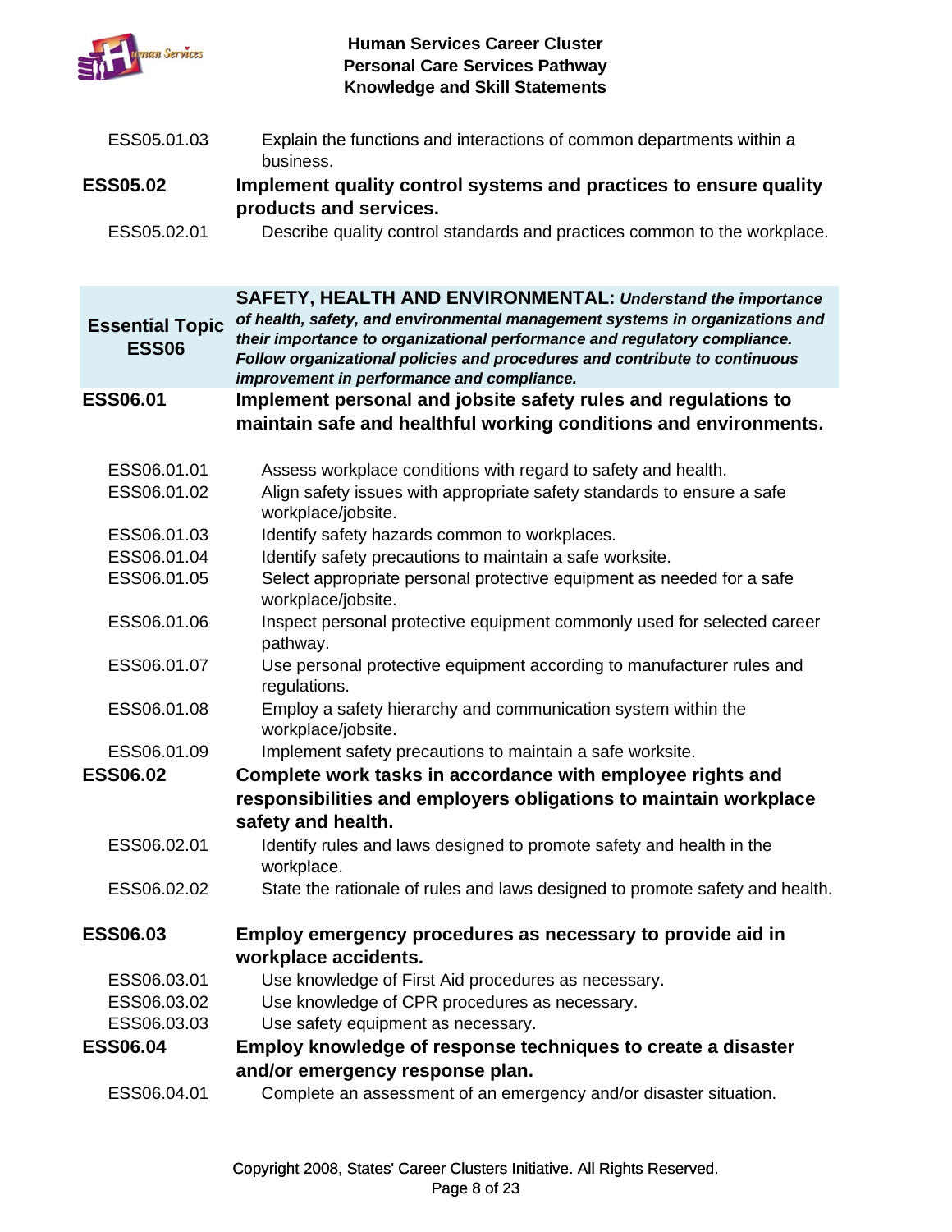| | |
|---|---|
| ESS05.01.03 | Explain the functions and interactions of common departments within a business. |
| **ESS05.02** | **Implement quality control systems and practices to ensure quality products and services.** |
| ESS05.02.01 | Describe quality control standards and practices common to the workplace. |

| | |
|---|---|
| **Essential Topic ESS06** | **SAFETY, HEALTH AND ENVIRONMENTAL:** ***Understand the importance of health, safety, and environmental management systems in organizations and their importance to organizational performance and regulatory compliance. Follow organizational policies and procedures and contribute to continuous improvement in performance and compliance.*** |
| **ESS06.01** | **Implement personal and jobsite safety rules and regulations to maintain safe and healthful working conditions and environments.** |
| ESS06.01.01 | Assess workplace conditions with regard to safety and health. |
| ESS06.01.02 | Align safety issues with appropriate safety standards to ensure a safe workplace/jobsite. |
| ESS06.01.03 | Identify safety hazards common to workplaces. |
| ESS06.01.04 | Identify safety precautions to maintain a safe worksite. |
| ESS06.01.05 | Select appropriate personal protective equipment as needed for a safe workplace/jobsite. |
| ESS06.01.06 | Inspect personal protective equipment commonly used for selected career pathway. |
| ESS06.01.07 | Use personal protective equipment according to manufacturer rules and regulations. |
| ESS06.01.08 | Employ a safety hierarchy and communication system within the workplace/jobsite. |
| ESS06.01.09 | Implement safety precautions to maintain a safe worksite. |
| **ESS06.02** | **Complete work tasks in accordance with employee rights and responsibilities and employers obligations to maintain workplace safety and health.** |
| ESS06.02.01 | Identify rules and laws designed to promote safety and health in the workplace. |
| ESS06.02.02 | State the rationale of rules and laws designed to promote safety and health. |
| **ESS06.03** | **Employ emergency procedures as necessary to provide aid in workplace accidents.** |
| ESS06.03.01 | Use knowledge of First Aid procedures as necessary. |
| ESS06.03.02 | Use knowledge of CPR procedures as necessary. |
| ESS06.03.03 | Use safety equipment as necessary. |
| **ESS06.04** | **Employ knowledge of response techniques to create a disaster and/or emergency response plan.** |
| ESS06.04.01 | Complete an assessment of an emergency and/or disaster situation. |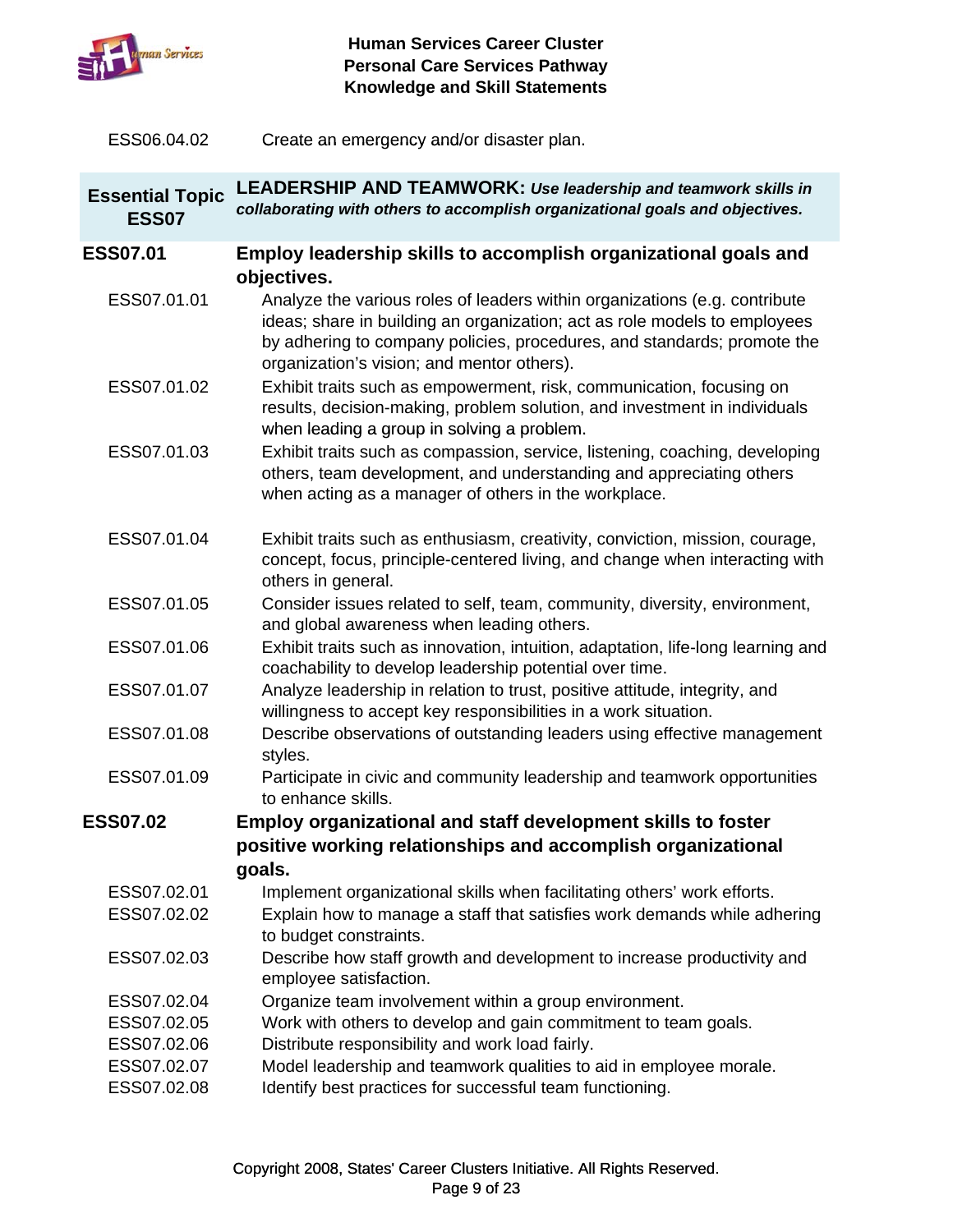| | |
|---|---|
| ESS06.04.02 | Create an emergency and/or disaster plan. |

| Essential Topic ESS07 | **LEADERSHIP AND TEAMWORK:** ***Use leadership and teamwork skills in collaborating with others to accomplish organizational goals and objectives.*** |
|---|---|
| **ESS07.01** | **Employ leadership skills to accomplish organizational goals and objectives.** |
| ESS07.01.01 | Analyze the various roles of leaders within organizations (e.g. contribute ideas; share in building an organization; act as role models to employees by adhering to company policies, procedures, and standards; promote the organization's vision; and mentor others). |
| ESS07.01.02 | Exhibit traits such as empowerment, risk, communication, focusing on results, decision-making, problem solution, and investment in individuals when leading a group in solving a problem. |
| ESS07.01.03 | Exhibit traits such as compassion, service, listening, coaching, developing others, team development, and understanding and appreciating others when acting as a manager of others in the workplace. |
| ESS07.01.04 | Exhibit traits such as enthusiasm, creativity, conviction, mission, courage, concept, focus, principle-centered living, and change when interacting with others in general. |
| ESS07.01.05 | Consider issues related to self, team, community, diversity, environment, and global awareness when leading others. |
| ESS07.01.06 | Exhibit traits such as innovation, intuition, adaptation, life-long learning and coachability to develop leadership potential over time. |
| ESS07.01.07 | Analyze leadership in relation to trust, positive attitude, integrity, and willingness to accept key responsibilities in a work situation. |
| ESS07.01.08 | Describe observations of outstanding leaders using effective management styles. |
| ESS07.01.09 | Participate in civic and community leadership and teamwork opportunities to enhance skills. |
| **ESS07.02** | **Employ organizational and staff development skills to foster positive working relationships and accomplish organizational goals.** |
| ESS07.02.01 | Implement organizational skills when facilitating others' work efforts. |
| ESS07.02.02 | Explain how to manage a staff that satisfies work demands while adhering to budget constraints. |
| ESS07.02.03 | Describe how staff growth and development to increase productivity and employee satisfaction. |
| ESS07.02.04 | Organize team involvement within a group environment. |
| ESS07.02.05 | Work with others to develop and gain commitment to team goals. |
| ESS07.02.06 | Distribute responsibility and work load fairly. |
| ESS07.02.07 | Model leadership and teamwork qualities to aid in employee morale. |
| ESS07.02.08 | Identify best practices for successful team functioning. |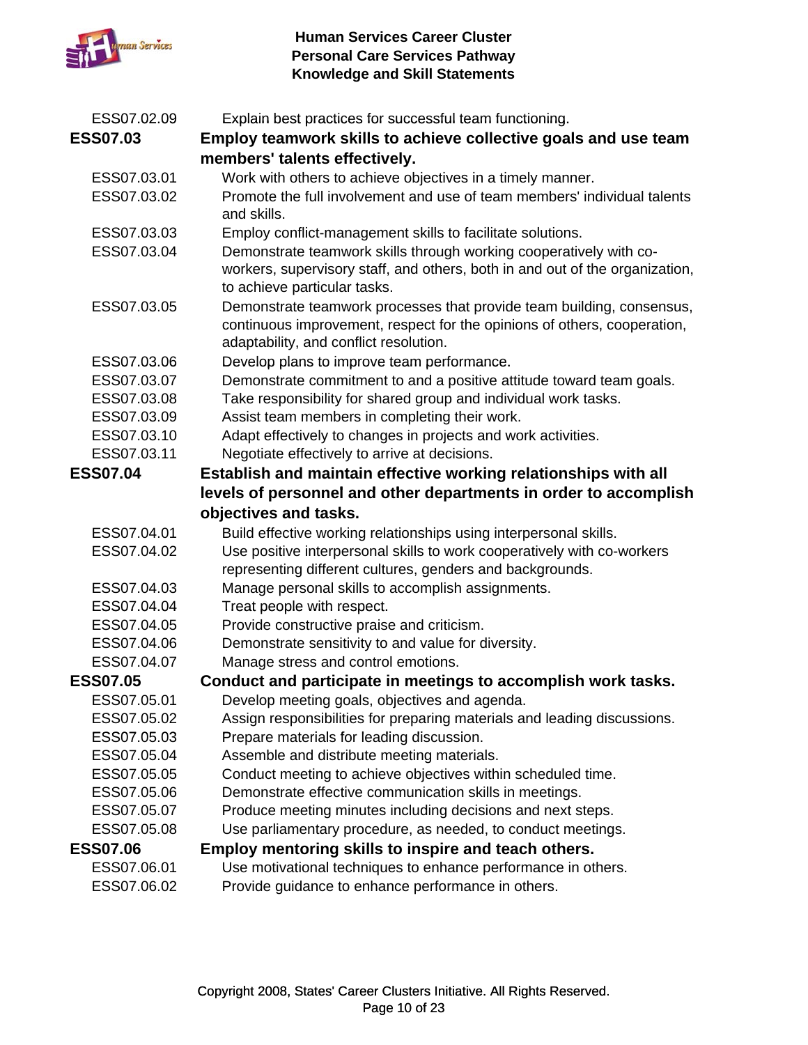| | |
|---|---|
| ESS07.02.09 | Explain best practices for successful team functioning. |
| **ESS07.03** | **Employ teamwork skills to achieve collective goals and use team members' talents effectively.** |
| ESS07.03.01 | Work with others to achieve objectives in a timely manner. |
| ESS07.03.02 | Promote the full involvement and use of team members' individual talents and skills. |
| ESS07.03.03 | Employ conflict-management skills to facilitate solutions. |
| ESS07.03.04 | Demonstrate teamwork skills through working cooperatively with co-workers, supervisory staff, and others, both in and out of the organization, to achieve particular tasks. |
| ESS07.03.05 | Demonstrate teamwork processes that provide team building, consensus, continuous improvement, respect for the opinions of others, cooperation, adaptability, and conflict resolution. |
| ESS07.03.06 | Develop plans to improve team performance. |
| ESS07.03.07 | Demonstrate commitment to and a positive attitude toward team goals. |
| ESS07.03.08 | Take responsibility for shared group and individual work tasks. |
| ESS07.03.09 | Assist team members in completing their work. |
| ESS07.03.10 | Adapt effectively to changes in projects and work activities. |
| ESS07.03.11 | Negotiate effectively to arrive at decisions. |
| **ESS07.04** | **Establish and maintain effective working relationships with all levels of personnel and other departments in order to accomplish objectives and tasks.** |
| ESS07.04.01 | Build effective working relationships using interpersonal skills. |
| ESS07.04.02 | Use positive interpersonal skills to work cooperatively with co-workers representing different cultures, genders and backgrounds. |
| ESS07.04.03 | Manage personal skills to accomplish assignments. |
| ESS07.04.04 | Treat people with respect. |
| ESS07.04.05 | Provide constructive praise and criticism. |
| ESS07.04.06 | Demonstrate sensitivity to and value for diversity. |
| ESS07.04.07 | Manage stress and control emotions. |
| **ESS07.05** | **Conduct and participate in meetings to accomplish work tasks.** |
| ESS07.05.01 | Develop meeting goals, objectives and agenda. |
| ESS07.05.02 | Assign responsibilities for preparing materials and leading discussions. |
| ESS07.05.03 | Prepare materials for leading discussion. |
| ESS07.05.04 | Assemble and distribute meeting materials. |
| ESS07.05.05 | Conduct meeting to achieve objectives within scheduled time. |
| ESS07.05.06 | Demonstrate effective communication skills in meetings. |
| ESS07.05.07 | Produce meeting minutes including decisions and next steps. |
| ESS07.05.08 | Use parliamentary procedure, as needed, to conduct meetings. |
| **ESS07.06** | **Employ mentoring skills to inspire and teach others.** |
| ESS07.06.01 | Use motivational techniques to enhance performance in others. |
| ESS07.06.02 | Provide guidance to enhance performance in others. |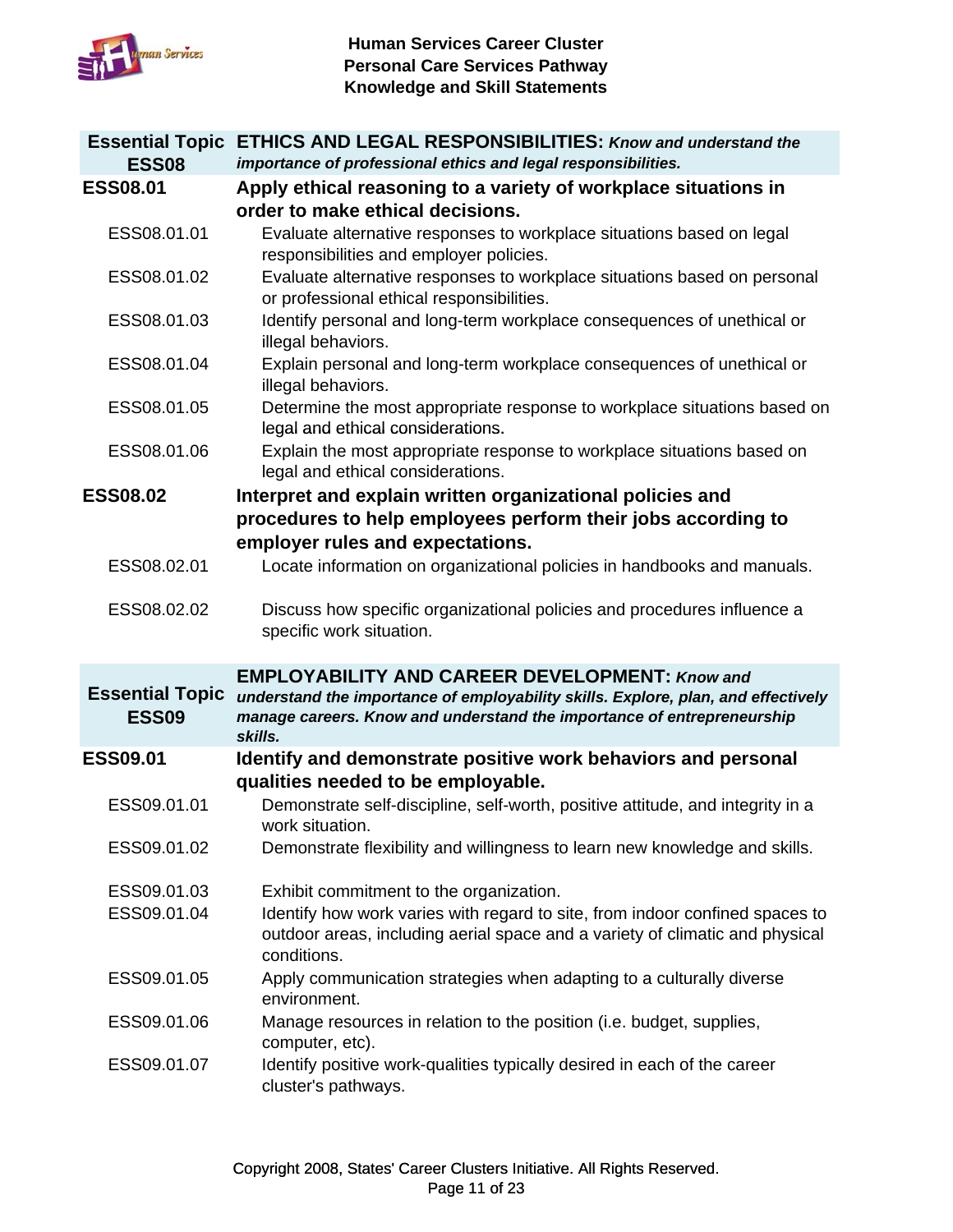| Essential Topic ESS08 | ETHICS AND LEGAL RESPONSIBILITIES: *Know and understand the importance of professional ethics and legal responsibilities.* |
|---|---|
| **ESS08.01** | **Apply ethical reasoning to a variety of workplace situations in order to make ethical decisions.** |
| ESS08.01.01 | Evaluate alternative responses to workplace situations based on legal responsibilities and employer policies. |
| ESS08.01.02 | Evaluate alternative responses to workplace situations based on personal or professional ethical responsibilities. |
| ESS08.01.03 | Identify personal and long-term workplace consequences of unethical or illegal behaviors. |
| ESS08.01.04 | Explain personal and long-term workplace consequences of unethical or illegal behaviors. |
| ESS08.01.05 | Determine the most appropriate response to workplace situations based on legal and ethical considerations. |
| ESS08.01.06 | Explain the most appropriate response to workplace situations based on legal and ethical considerations. |
| **ESS08.02** | **Interpret and explain written organizational policies and procedures to help employees perform their jobs according to employer rules and expectations.** |
| ESS08.02.01 | Locate information on organizational policies in handbooks and manuals. |
| ESS08.02.02 | Discuss how specific organizational policies and procedures influence a specific work situation. |

| Essential Topic ESS09 | EMPLOYABILITY AND CAREER DEVELOPMENT: *Know and understand the importance of employability skills. Explore, plan, and effectively manage careers. Know and understand the importance of entrepreneurship skills.* |
|---|---|
| **ESS09.01** | **Identify and demonstrate positive work behaviors and personal qualities needed to be employable.** |
| ESS09.01.01 | Demonstrate self-discipline, self-worth, positive attitude, and integrity in a work situation. |
| ESS09.01.02 | Demonstrate flexibility and willingness to learn new knowledge and skills. |
| ESS09.01.03 | Exhibit commitment to the organization. |
| ESS09.01.04 | Identify how work varies with regard to site, from indoor confined spaces to outdoor areas, including aerial space and a variety of climatic and physical conditions. |
| ESS09.01.05 | Apply communication strategies when adapting to a culturally diverse environment. |
| ESS09.01.06 | Manage resources in relation to the position (i.e. budget, supplies, computer, etc). |
| ESS09.01.07 | Identify positive work-qualities typically desired in each of the career cluster's pathways. |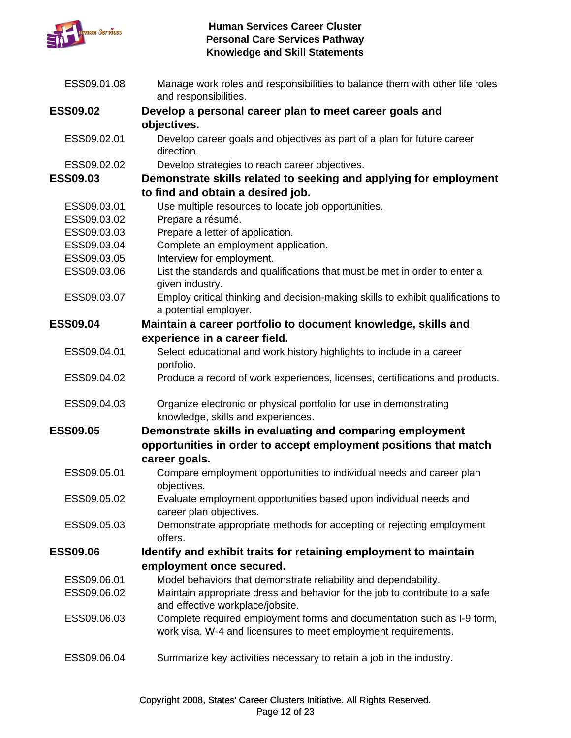| | |
|---|---|
| ESS09.01.08 | Manage work roles and responsibilities to balance them with other life roles and responsibilities. |
| **ESS09.02** | **Develop a personal career plan to meet career goals and objectives.** |
| ESS09.02.01 | Develop career goals and objectives as part of a plan for future career direction. |
| ESS09.02.02 | Develop strategies to reach career objectives. |
| **ESS09.03** | **Demonstrate skills related to seeking and applying for employment to find and obtain a desired job.** |
| ESS09.03.01 | Use multiple resources to locate job opportunities. |
| ESS09.03.02 | Prepare a résumé. |
| ESS09.03.03 | Prepare a letter of application. |
| ESS09.03.04 | Complete an employment application. |
| ESS09.03.05 | Interview for employment. |
| ESS09.03.06 | List the standards and qualifications that must be met in order to enter a given industry. |
| ESS09.03.07 | Employ critical thinking and decision-making skills to exhibit qualifications to a potential employer. |
| **ESS09.04** | **Maintain a career portfolio to document knowledge, skills and experience in a career field.** |
| ESS09.04.01 | Select educational and work history highlights to include in a career portfolio. |
| ESS09.04.02 | Produce a record of work experiences, licenses, certifications and products. |
| ESS09.04.03 | Organize electronic or physical portfolio for use in demonstrating knowledge, skills and experiences. |
| **ESS09.05** | **Demonstrate skills in evaluating and comparing employment opportunities in order to accept employment positions that match career goals.** |
| ESS09.05.01 | Compare employment opportunities to individual needs and career plan objectives. |
| ESS09.05.02 | Evaluate employment opportunities based upon individual needs and career plan objectives. |
| ESS09.05.03 | Demonstrate appropriate methods for accepting or rejecting employment offers. |
| **ESS09.06** | **Identify and exhibit traits for retaining employment to maintain employment once secured.** |
| ESS09.06.01 | Model behaviors that demonstrate reliability and dependability. |
| ESS09.06.02 | Maintain appropriate dress and behavior for the job to contribute to a safe and effective workplace/jobsite. |
| ESS09.06.03 | Complete required employment forms and documentation such as I-9 form, work visa, W-4 and licensures to meet employment requirements. |
| ESS09.06.04 | Summarize key activities necessary to retain a job in the industry. |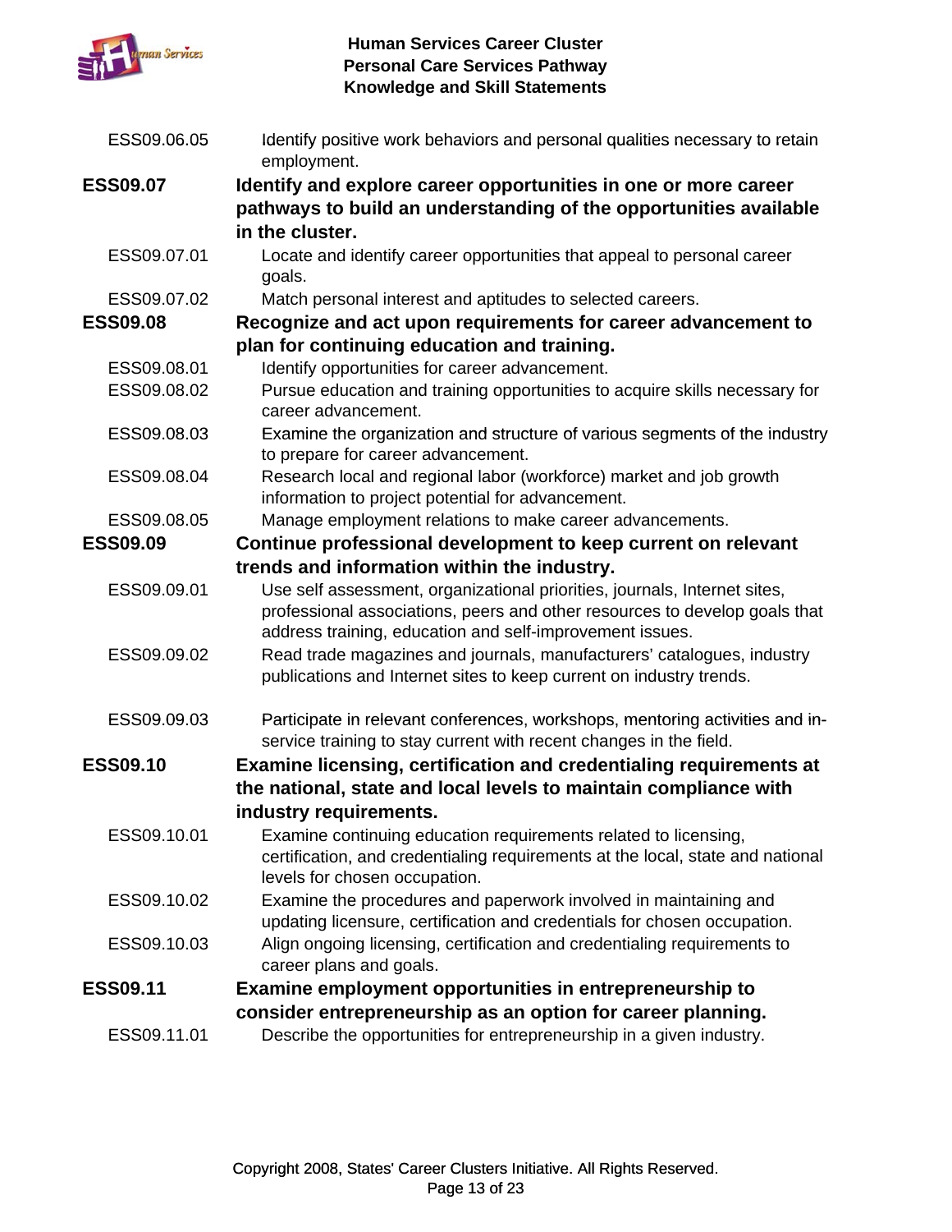| | |
|---|---|
| ESS09.06.05 | Identify positive work behaviors and personal qualities necessary to retain employment. |
| **ESS09.07** | **Identify and explore career opportunities in one or more career pathways to build an understanding of the opportunities available in the cluster.** |
| ESS09.07.01 | Locate and identify career opportunities that appeal to personal career goals. |
| ESS09.07.02 | Match personal interest and aptitudes to selected careers. |
| **ESS09.08** | **Recognize and act upon requirements for career advancement to plan for continuing education and training.** |
| ESS09.08.01 | Identify opportunities for career advancement. |
| ESS09.08.02 | Pursue education and training opportunities to acquire skills necessary for career advancement. |
| ESS09.08.03 | Examine the organization and structure of various segments of the industry to prepare for career advancement. |
| ESS09.08.04 | Research local and regional labor (workforce) market and job growth information to project potential for advancement. |
| ESS09.08.05 | Manage employment relations to make career advancements. |
| **ESS09.09** | **Continue professional development to keep current on relevant trends and information within the industry.** |
| ESS09.09.01 | Use self assessment, organizational priorities, journals, Internet sites, professional associations, peers and other resources to develop goals that address training, education and self-improvement issues. |
| ESS09.09.02 | Read trade magazines and journals, manufacturers' catalogues, industry publications and Internet sites to keep current on industry trends. |
| ESS09.09.03 | Participate in relevant conferences, workshops, mentoring activities and in-service training to stay current with recent changes in the field. |
| **ESS09.10** | **Examine licensing, certification and credentialing requirements at the national, state and local levels to maintain compliance with industry requirements.** |
| ESS09.10.01 | Examine continuing education requirements related to licensing, certification, and credentialing requirements at the local, state and national levels for chosen occupation. |
| ESS09.10.02 | Examine the procedures and paperwork involved in maintaining and updating licensure, certification and credentials for chosen occupation. |
| ESS09.10.03 | Align ongoing licensing, certification and credentialing requirements to career plans and goals. |
| **ESS09.11** | **Examine employment opportunities in entrepreneurship to consider entrepreneurship as an option for career planning.** |
| ESS09.11.01 | Describe the opportunities for entrepreneurship in a given industry. |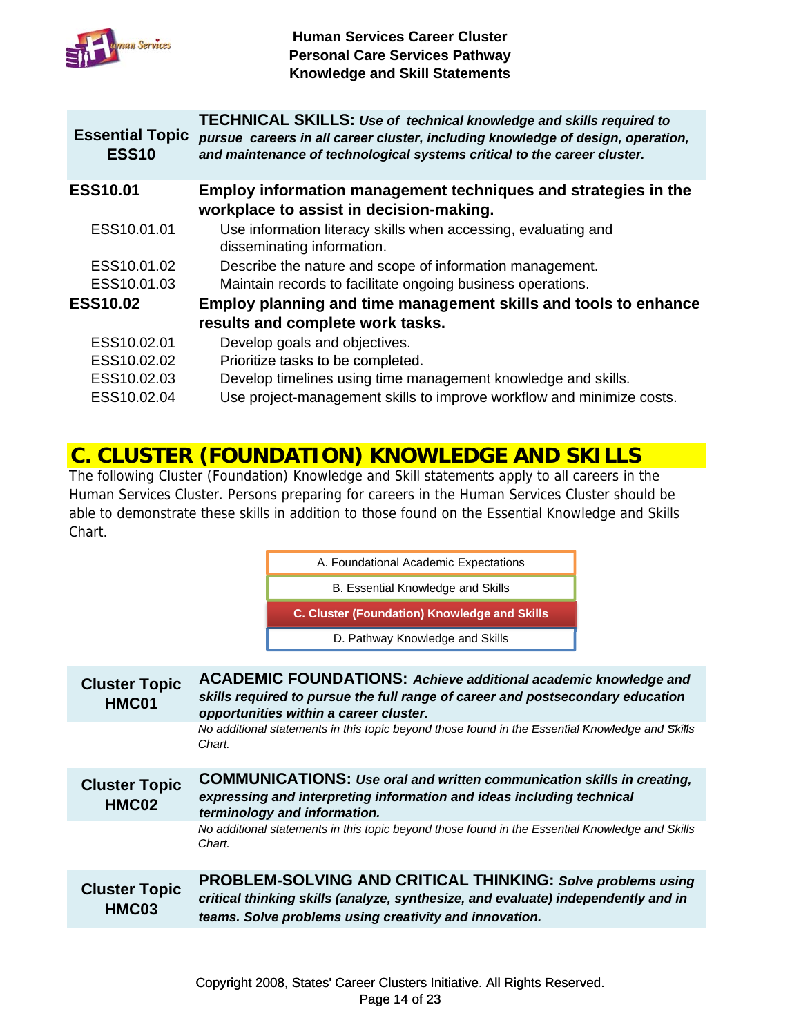| Essential Topic ESS10 | **TECHNICAL SKILLS:** ***Use of technical knowledge and skills required to pursue careers in all career cluster, including knowledge of design, operation, and maintenance of technological systems critical to the career cluster.*** |
|---|---|

**ESS10.01** **Employ information management techniques and strategies in the workplace to assist in decision-making.**

- ESS10.01.01 Use information literacy skills when accessing, evaluating and disseminating information.
- ESS10.01.02 Describe the nature and scope of information management.
- ESS10.01.03 Maintain records to facilitate ongoing business operations.

**ESS10.02** **Employ planning and time management skills and tools to enhance results and complete work tasks.**

- ESS10.02.01 Develop goals and objectives.
- ESS10.02.02 Prioritize tasks to be completed.
- ESS10.02.03 Develop timelines using time management knowledge and skills.
- ESS10.02.04 Use project-management skills to improve workflow and minimize costs.

## C. CLUSTER (FOUNDATION) KNOWLEDGE AND SKILLS

The following Cluster (Foundation) Knowledge and Skill statements apply to all careers in the Human Services Cluster. Persons preparing for careers in the Human Services Cluster should be able to demonstrate these skills in addition to those found on the Essential Knowledge and Skills Chart.

- A. Foundational Academic Expectations
- B. Essential Knowledge and Skills
- **C. Cluster (Foundation) Knowledge and Skills**
- D. Pathway Knowledge and Skills

| Cluster Topic HMC01 | **ACADEMIC FOUNDATIONS:** ***Achieve additional academic knowledge and skills required to pursue the full range of career and postsecondary education opportunities within a career cluster.*** |
|---|---|

*No additional statements in this topic beyond those found in the Essential Knowledge and Skills Chart.*

| Cluster Topic HMC02 | **COMMUNICATIONS:** ***Use oral and written communication skills in creating, expressing and interpreting information and ideas including technical terminology and information.*** |
|---|---|

*No additional statements in this topic beyond those found in the Essential Knowledge and Skills Chart.*

| Cluster Topic HMC03 | **PROBLEM-SOLVING AND CRITICAL THINKING:** ***Solve problems using critical thinking skills (analyze, synthesize, and evaluate) independently and in teams. Solve problems using creativity and innovation.*** |
|---|---|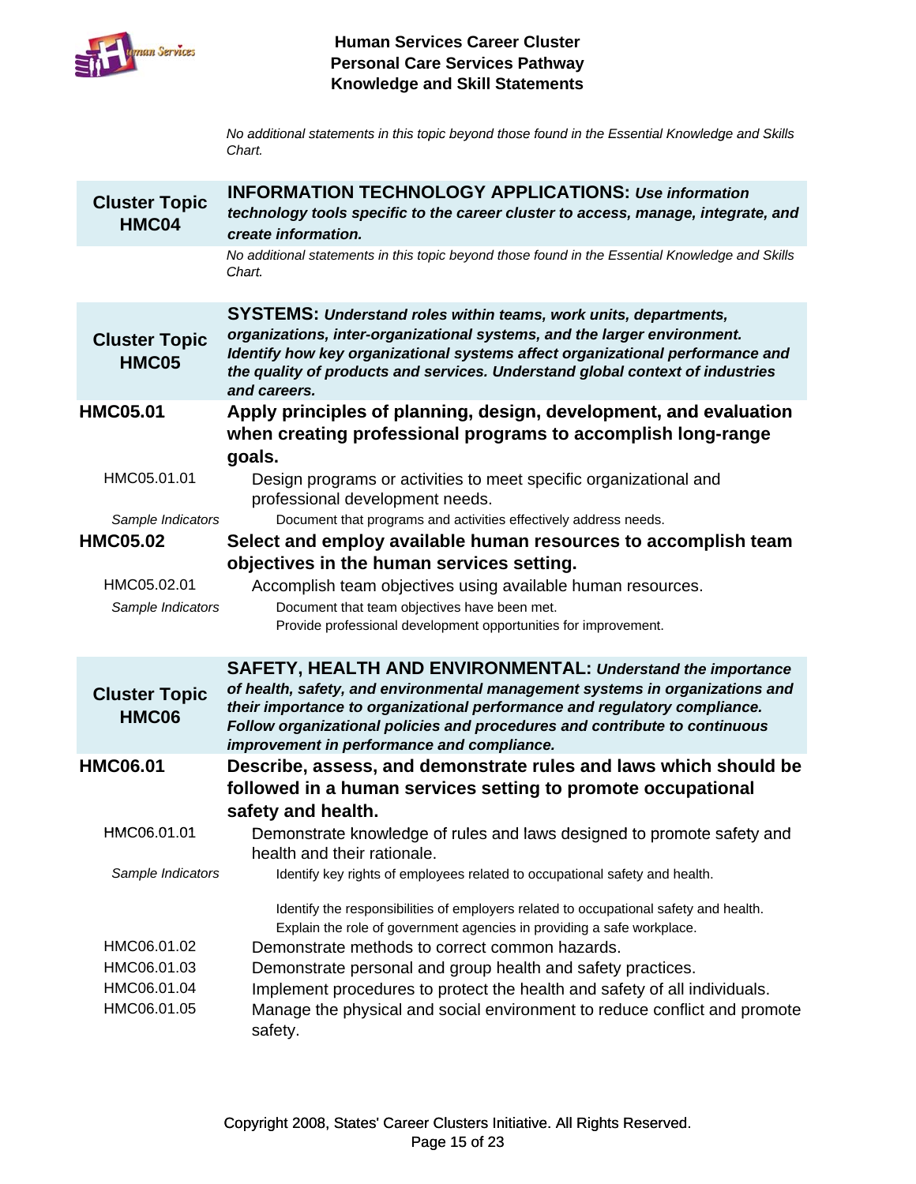*No additional statements in this topic beyond those found in the Essential Knowledge and Skills Chart.*

## Cluster Topic HMC04

**INFORMATION TECHNOLOGY APPLICATIONS:** ***Use information technology tools specific to the career cluster to access, manage, integrate, and create information.***

*No additional statements in this topic beyond those found in the Essential Knowledge and Skills Chart.*

## Cluster Topic HMC05

**SYSTEMS:** ***Understand roles within teams, work units, departments, organizations, inter-organizational systems, and the larger environment. Identify how key organizational systems affect organizational performance and the quality of products and services. Understand global context of industries and careers.***

**HMC05.01 Apply principles of planning, design, development, and evaluation when creating professional programs to accomplish long-range goals.**

HMC05.01.01 Design programs or activities to meet specific organizational and professional development needs.

*Sample Indicators*
- Document that programs and activities effectively address needs.

**HMC05.02 Select and employ available human resources to accomplish team objectives in the human services setting.**

HMC05.02.01 Accomplish team objectives using available human resources.

*Sample Indicators*
- Document that team objectives have been met.
- Provide professional development opportunities for improvement.

## Cluster Topic HMC06

**SAFETY, HEALTH AND ENVIRONMENTAL:** ***Understand the importance of health, safety, and environmental management systems in organizations and their importance to organizational performance and regulatory compliance. Follow organizational policies and procedures and contribute to continuous improvement in performance and compliance.***

**HMC06.01 Describe, assess, and demonstrate rules and laws which should be followed in a human services setting to promote occupational safety and health.**

HMC06.01.01 Demonstrate knowledge of rules and laws designed to promote safety and health and their rationale.

*Sample Indicators*
- Identify key rights of employees related to occupational safety and health.
- Identify the responsibilities of employers related to occupational safety and health.
- Explain the role of government agencies in providing a safe workplace.

HMC06.01.02 Demonstrate methods to correct common hazards.

HMC06.01.03 Demonstrate personal and group health and safety practices.

HMC06.01.04 Implement procedures to protect the health and safety of all individuals.

HMC06.01.05 Manage the physical and social environment to reduce conflict and promote safety.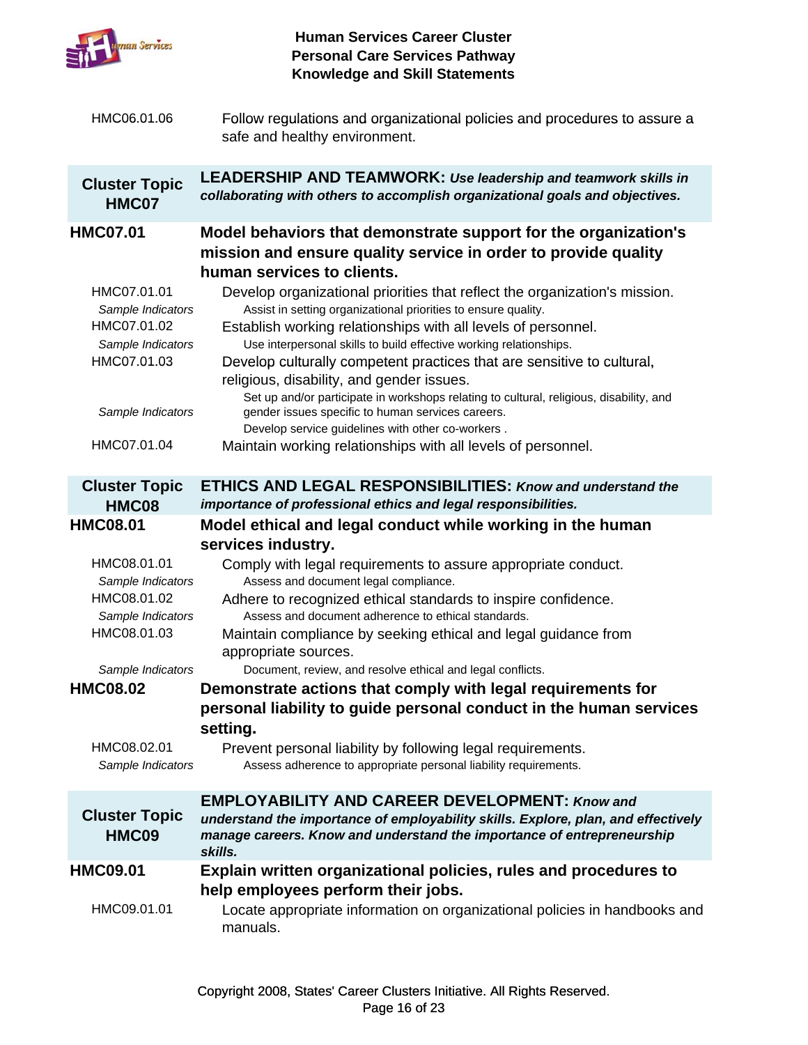HMC06.01.06 Follow regulations and organizational policies and procedures to assure a safe and healthy environment.

## Cluster Topic HMC07 — LEADERSHIP AND TEAMWORK: *Use leadership and teamwork skills in collaborating with others to accomplish organizational goals and objectives.*

### HMC07.01 Model behaviors that demonstrate support for the organization's mission and ensure quality service in order to provide quality human services to clients.

HMC07.01.01 Develop organizational priorities that reflect the organization's mission.
*Sample Indicators*
- Assist in setting organizational priorities to ensure quality.

HMC07.01.02 Establish working relationships with all levels of personnel.
*Sample Indicators*
- Use interpersonal skills to build effective working relationships.

HMC07.01.03 Develop culturally competent practices that are sensitive to cultural, religious, disability, and gender issues.
*Sample Indicators*
- Set up and/or participate in workshops relating to cultural, religious, disability, and gender issues specific to human services careers.
- Develop service guidelines with other co-workers .

HMC07.01.04 Maintain working relationships with all levels of personnel.

## Cluster Topic HMC08 — ETHICS AND LEGAL RESPONSIBILITIES: *Know and understand the importance of professional ethics and legal responsibilities.*

### HMC08.01 Model ethical and legal conduct while working in the human services industry.

HMC08.01.01 Comply with legal requirements to assure appropriate conduct.
*Sample Indicators*
- Assess and document legal compliance.

HMC08.01.02 Adhere to recognized ethical standards to inspire confidence.
*Sample Indicators*
- Assess and document adherence to ethical standards.

HMC08.01.03 Maintain compliance by seeking ethical and legal guidance from appropriate sources.
*Sample Indicators*
- Document, review, and resolve ethical and legal conflicts.

### HMC08.02 Demonstrate actions that comply with legal requirements for personal liability to guide personal conduct in the human services setting.

HMC08.02.01 Prevent personal liability by following legal requirements.
*Sample Indicators*
- Assess adherence to appropriate personal liability requirements.

## Cluster Topic HMC09 — EMPLOYABILITY AND CAREER DEVELOPMENT: *Know and understand the importance of employability skills. Explore, plan, and effectively manage careers. Know and understand the importance of entrepreneurship skills.*

### HMC09.01 Explain written organizational policies, rules and procedures to help employees perform their jobs.

HMC09.01.01 Locate appropriate information on organizational policies in handbooks and manuals.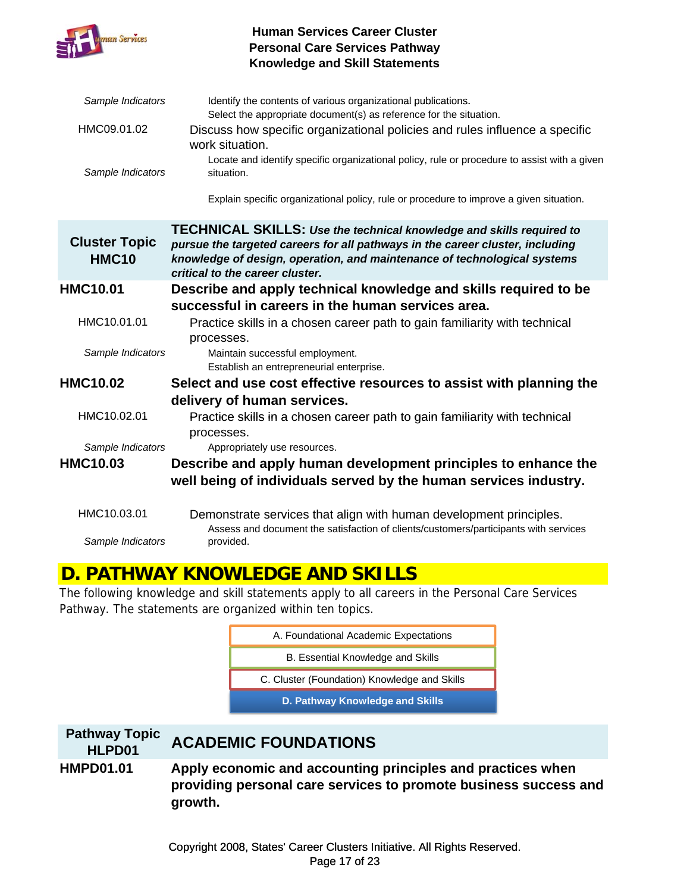| | |
|---|---|
| *Sample Indicators* | Identify the contents of various organizational publications. |
| | Select the appropriate document(s) as reference for the situation. |
| HMC09.01.02 | Discuss how specific organizational policies and rules influence a specific work situation. |
| *Sample Indicators* | Locate and identify specific organizational policy, rule or procedure to assist with a given situation. |
| | Explain specific organizational policy, rule or procedure to improve a given situation. |

| **Cluster Topic HMC10** | **TECHNICAL SKILLS:** ***Use the technical knowledge and skills required to pursue the targeted careers for all pathways in the career cluster, including knowledge of design, operation, and maintenance of technological systems critical to the career cluster.*** |
|---|---|
| **HMC10.01** | **Describe and apply technical knowledge and skills required to be successful in careers in the human services area.** |
| HMC10.01.01 | Practice skills in a chosen career path to gain familiarity with technical processes. |
| *Sample Indicators* | Maintain successful employment. |
| | Establish an entrepreneurial enterprise. |
| **HMC10.02** | **Select and use cost effective resources to assist with planning the delivery of human services.** |
| HMC10.02.01 | Practice skills in a chosen career path to gain familiarity with technical processes. |
| *Sample Indicators* | Appropriately use resources. |
| **HMC10.03** | **Describe and apply human development principles to enhance the well being of individuals served by the human services industry.** |
| HMC10.03.01 | Demonstrate services that align with human development principles. |
| *Sample Indicators* | Assess and document the satisfaction of clients/customers/participants with services provided. |

## D. PATHWAY KNOWLEDGE AND SKILLS

The following knowledge and skill statements apply to all careers in the Personal Care Services Pathway. The statements are organized within ten topics.

- A. Foundational Academic Expectations
- B. Essential Knowledge and Skills
- C. Cluster (Foundation) Knowledge and Skills
- **D. Pathway Knowledge and Skills**

| **Pathway Topic HLPD01** | **ACADEMIC FOUNDATIONS** |
|---|---|
| **HMPD01.01** | **Apply economic and accounting principles and practices when providing personal care services to promote business success and growth.** |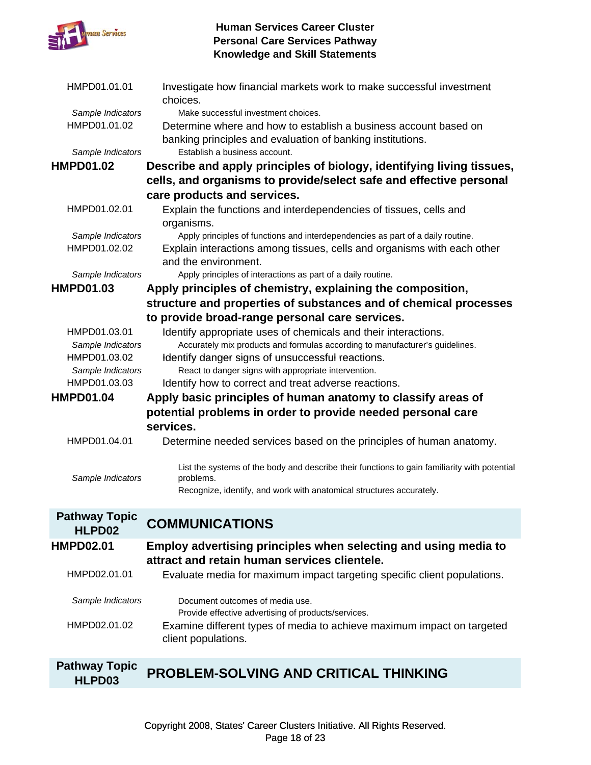| | |
|---|---|
| HMPD01.01.01 | Investigate how financial markets work to make successful investment choices. |
| *Sample Indicators* | Make successful investment choices. |
| HMPD01.01.02 | Determine where and how to establish a business account based on banking principles and evaluation of banking institutions. |
| *Sample Indicators* | Establish a business account. |
| **HMPD01.02** | **Describe and apply principles of biology, identifying living tissues, cells, and organisms to provide/select safe and effective personal care products and services.** |
| HMPD01.02.01 | Explain the functions and interdependencies of tissues, cells and organisms. |
| *Sample Indicators* | Apply principles of functions and interdependencies as part of a daily routine. |
| HMPD01.02.02 | Explain interactions among tissues, cells and organisms with each other and the environment. |
| *Sample Indicators* | Apply principles of interactions as part of a daily routine. |
| **HMPD01.03** | **Apply principles of chemistry, explaining the composition, structure and properties of substances and of chemical processes to provide broad-range personal care services.** |
| HMPD01.03.01 | Identify appropriate uses of chemicals and their interactions. |
| *Sample Indicators* | Accurately mix products and formulas according to manufacturer's guidelines. |
| HMPD01.03.02 | Identify danger signs of unsuccessful reactions. |
| *Sample Indicators* | React to danger signs with appropriate intervention. |
| HMPD01.03.03 | Identify how to correct and treat adverse reactions. |
| **HMPD01.04** | **Apply basic principles of human anatomy to classify areas of potential problems in order to provide needed personal care services.** |
| HMPD01.04.01 | Determine needed services based on the principles of human anatomy. |
| *Sample Indicators* | List the systems of the body and describe their functions to gain familiarity with potential problems.<br>Recognize, identify, and work with anatomical structures accurately. |

## Pathway Topic HLPD02 — COMMUNICATIONS

| | |
|---|---|
| **HMPD02.01** | **Employ advertising principles when selecting and using media to attract and retain human services clientele.** |
| HMPD02.01.01 | Evaluate media for maximum impact targeting specific client populations. |
| *Sample Indicators* | Document outcomes of media use.<br>Provide effective advertising of products/services. |
| HMPD02.01.02 | Examine different types of media to achieve maximum impact on targeted client populations. |

## Pathway Topic HLPD03 — PROBLEM-SOLVING AND CRITICAL THINKING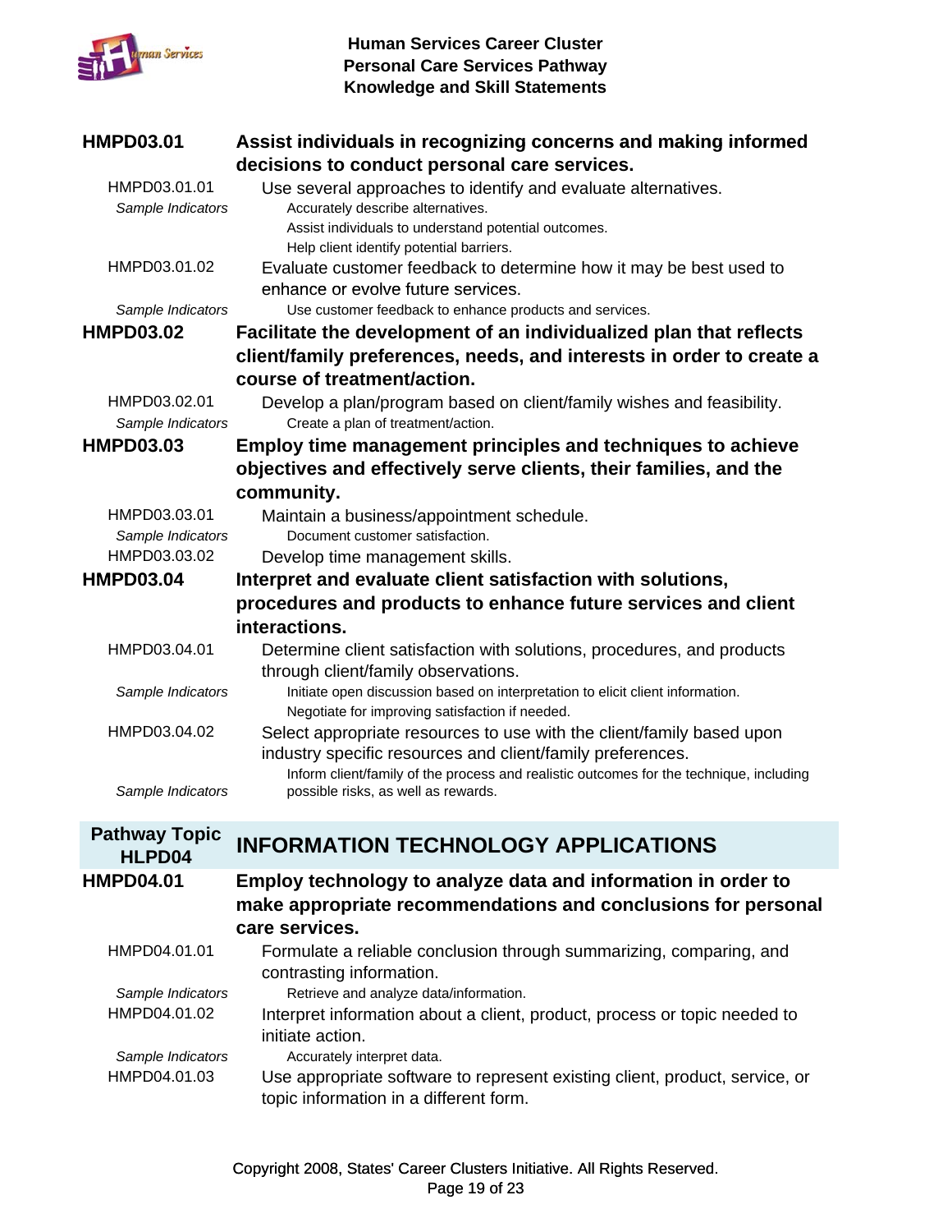**HMPD03.01** **Assist individuals in recognizing concerns and making informed decisions to conduct personal care services.**

HMPD03.01.01 Use several approaches to identify and evaluate alternatives.

*Sample Indicators*
- Accurately describe alternatives.
- Assist individuals to understand potential outcomes.
- Help client identify potential barriers.

HMPD03.01.02 Evaluate customer feedback to determine how it may be best used to enhance or evolve future services.

*Sample Indicators*
- Use customer feedback to enhance products and services.

**HMPD03.02** **Facilitate the development of an individualized plan that reflects client/family preferences, needs, and interests in order to create a course of treatment/action.**

HMPD03.02.01 Develop a plan/program based on client/family wishes and feasibility.

*Sample Indicators*
- Create a plan of treatment/action.

**HMPD03.03** **Employ time management principles and techniques to achieve objectives and effectively serve clients, their families, and the community.**

HMPD03.03.01 Maintain a business/appointment schedule.

*Sample Indicators*
- Document customer satisfaction.

HMPD03.03.02 Develop time management skills.

**HMPD03.04** **Interpret and evaluate client satisfaction with solutions, procedures and products to enhance future services and client interactions.**

HMPD03.04.01 Determine client satisfaction with solutions, procedures, and products through client/family observations.

*Sample Indicators*
- Initiate open discussion based on interpretation to elicit client information.
- Negotiate for improving satisfaction if needed.

HMPD03.04.02 Select appropriate resources to use with the client/family based upon industry specific resources and client/family preferences.

*Sample Indicators*
- Inform client/family of the process and realistic outcomes for the technique, including possible risks, as well as rewards.

## Pathway Topic HLPD04 — INFORMATION TECHNOLOGY APPLICATIONS

**HMPD04.01** **Employ technology to analyze data and information in order to make appropriate recommendations and conclusions for personal care services.**

HMPD04.01.01 Formulate a reliable conclusion through summarizing, comparing, and contrasting information.

*Sample Indicators*
- Retrieve and analyze data/information.

HMPD04.01.02 Interpret information about a client, product, process or topic needed to initiate action.

*Sample Indicators*
- Accurately interpret data.

HMPD04.01.03 Use appropriate software to represent existing client, product, service, or topic information in a different form.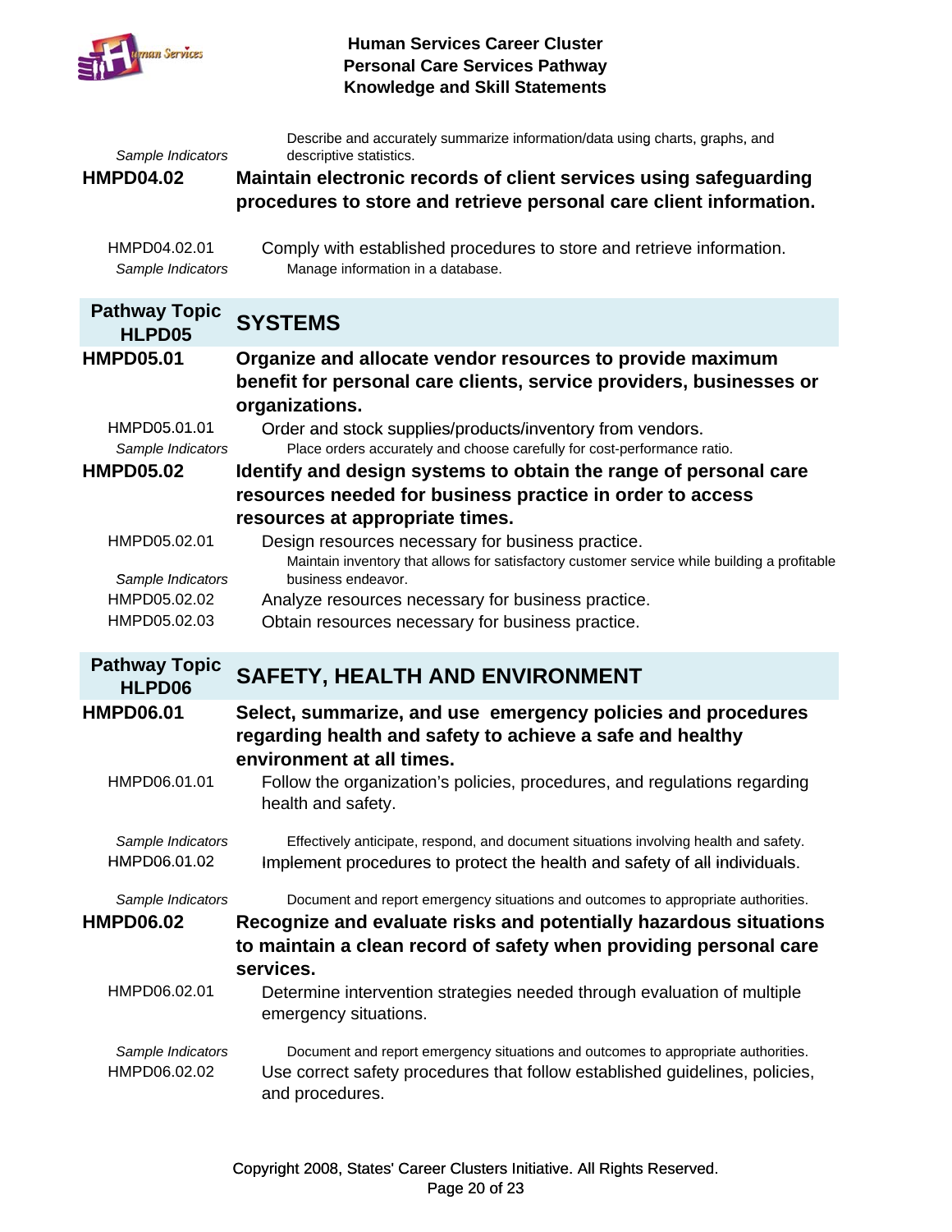*Sample Indicators* Describe and accurately summarize information/data using charts, graphs, and descriptive statistics.

**HMPD04.02** **Maintain electronic records of client services using safeguarding procedures to store and retrieve personal care client information.**

HMPD04.02.01 Comply with established procedures to store and retrieve information.

*Sample Indicators* Manage information in a database.

## Pathway Topic HLPD05 SYSTEMS

**HMPD05.01** **Organize and allocate vendor resources to provide maximum benefit for personal care clients, service providers, businesses or organizations.**

HMPD05.01.01 Order and stock supplies/products/inventory from vendors.

*Sample Indicators* Place orders accurately and choose carefully for cost-performance ratio.

**HMPD05.02** **Identify and design systems to obtain the range of personal care resources needed for business practice in order to access resources at appropriate times.**

HMPD05.02.01 Design resources necessary for business practice.

*Sample Indicators* Maintain inventory that allows for satisfactory customer service while building a profitable business endeavor.

HMPD05.02.02 Analyze resources necessary for business practice.

HMPD05.02.03 Obtain resources necessary for business practice.

## Pathway Topic HLPD06 SAFETY, HEALTH AND ENVIRONMENT

**HMPD06.01** **Select, summarize, and use emergency policies and procedures regarding health and safety to achieve a safe and healthy environment at all times.**

HMPD06.01.01 Follow the organization's policies, procedures, and regulations regarding health and safety.

*Sample Indicators* Effectively anticipate, respond, and document situations involving health and safety.

HMPD06.01.02 Implement procedures to protect the health and safety of all individuals.

*Sample Indicators* Document and report emergency situations and outcomes to appropriate authorities.

**HMPD06.02** **Recognize and evaluate risks and potentially hazardous situations to maintain a clean record of safety when providing personal care services.**

HMPD06.02.01 Determine intervention strategies needed through evaluation of multiple emergency situations.

*Sample Indicators* Document and report emergency situations and outcomes to appropriate authorities.

HMPD06.02.02 Use correct safety procedures that follow established guidelines, policies, and procedures.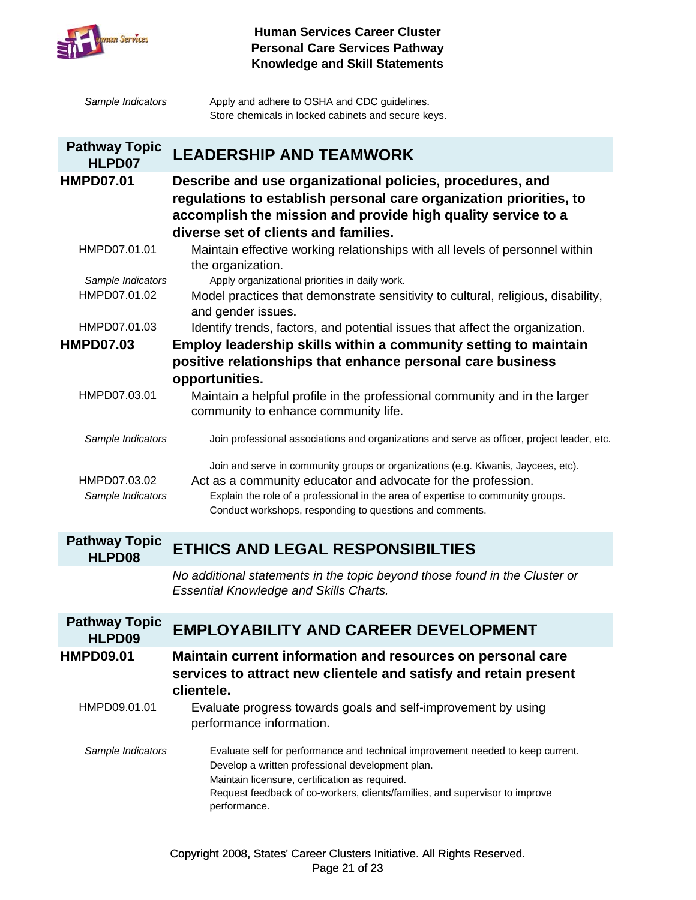*Sample Indicators*

Apply and adhere to OSHA and CDC guidelines.
Store chemicals in locked cabinets and secure keys.

## Pathway Topic HLPD07 — LEADERSHIP AND TEAMWORK

**HMPD07.01** **Describe and use organizational policies, procedures, and regulations to establish personal care organization priorities, to accomplish the mission and provide high quality service to a diverse set of clients and families.**

HMPD07.01.01 Maintain effective working relationships with all levels of personnel within the organization.

*Sample Indicators*

Apply organizational priorities in daily work.

HMPD07.01.02 Model practices that demonstrate sensitivity to cultural, religious, disability, and gender issues.

HMPD07.01.03 Identify trends, factors, and potential issues that affect the organization.

**HMPD07.03** **Employ leadership skills within a community setting to maintain positive relationships that enhance personal care business opportunities.**

HMPD07.03.01 Maintain a helpful profile in the professional community and in the larger community to enhance community life.

*Sample Indicators*

Join professional associations and organizations and serve as officer, project leader, etc.

Join and serve in community groups or organizations (e.g. Kiwanis, Jaycees, etc).

HMPD07.03.02 Act as a community educator and advocate for the profession.

*Sample Indicators*

Explain the role of a professional in the area of expertise to community groups.
Conduct workshops, responding to questions and comments.

## Pathway Topic HLPD08 — ETHICS AND LEGAL RESPONSIBILTIES

*No additional statements in the topic beyond those found in the Cluster or Essential Knowledge and Skills Charts.*

## Pathway Topic HLPD09 — EMPLOYABILITY AND CAREER DEVELOPMENT

**HMPD09.01** **Maintain current information and resources on personal care services to attract new clientele and satisfy and retain present clientele.**

HMPD09.01.01 Evaluate progress towards goals and self-improvement by using performance information.

*Sample Indicators*

Evaluate self for performance and technical improvement needed to keep current.
Develop a written professional development plan.
Maintain licensure, certification as required.
Request feedback of co-workers, clients/families, and supervisor to improve performance.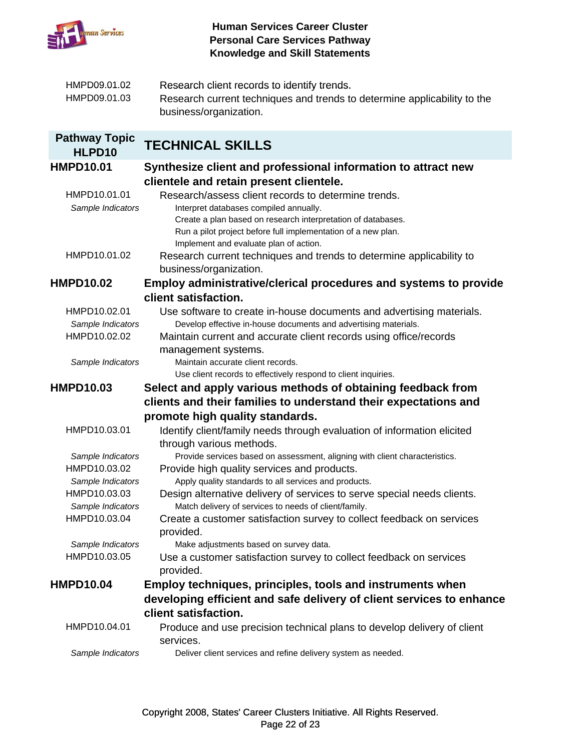| | |
|---|---|
| HMPD09.01.02 | Research client records to identify trends. |
| HMPD09.01.03 | Research current techniques and trends to determine applicability to the business/organization. |

| Pathway Topic HLPD10 | TECHNICAL SKILLS |
|---|---|
| **HMPD10.01** | **Synthesize client and professional information to attract new clientele and retain present clientele.** |
| HMPD10.01.01 | Research/assess client records to determine trends. |
| *Sample Indicators* | Interpret databases compiled annually.<br>Create a plan based on research interpretation of databases.<br>Run a pilot project before full implementation of a new plan.<br>Implement and evaluate plan of action. |
| HMPD10.01.02 | Research current techniques and trends to determine applicability to business/organization. |
| **HMPD10.02** | **Employ administrative/clerical procedures and systems to provide client satisfaction.** |
| HMPD10.02.01 | Use software to create in-house documents and advertising materials. |
| *Sample Indicators* | Develop effective in-house documents and advertising materials. |
| HMPD10.02.02 | Maintain current and accurate client records using office/records management systems. |
| *Sample Indicators* | Maintain accurate client records.<br>Use client records to effectively respond to client inquiries. |
| **HMPD10.03** | **Select and apply various methods of obtaining feedback from clients and their families to understand their expectations and promote high quality standards.** |
| HMPD10.03.01 | Identify client/family needs through evaluation of information elicited through various methods. |
| *Sample Indicators* | Provide services based on assessment, aligning with client characteristics. |
| HMPD10.03.02 | Provide high quality services and products. |
| *Sample Indicators* | Apply quality standards to all services and products. |
| HMPD10.03.03 | Design alternative delivery of services to serve special needs clients. |
| *Sample Indicators* | Match delivery of services to needs of client/family. |
| HMPD10.03.04 | Create a customer satisfaction survey to collect feedback on services provided. |
| *Sample Indicators* | Make adjustments based on survey data. |
| HMPD10.03.05 | Use a customer satisfaction survey to collect feedback on services provided. |
| **HMPD10.04** | **Employ techniques, principles, tools and instruments when developing efficient and safe delivery of client services to enhance client satisfaction.** |
| HMPD10.04.01 | Produce and use precision technical plans to develop delivery of client services. |
| *Sample Indicators* | Deliver client services and refine delivery system as needed. |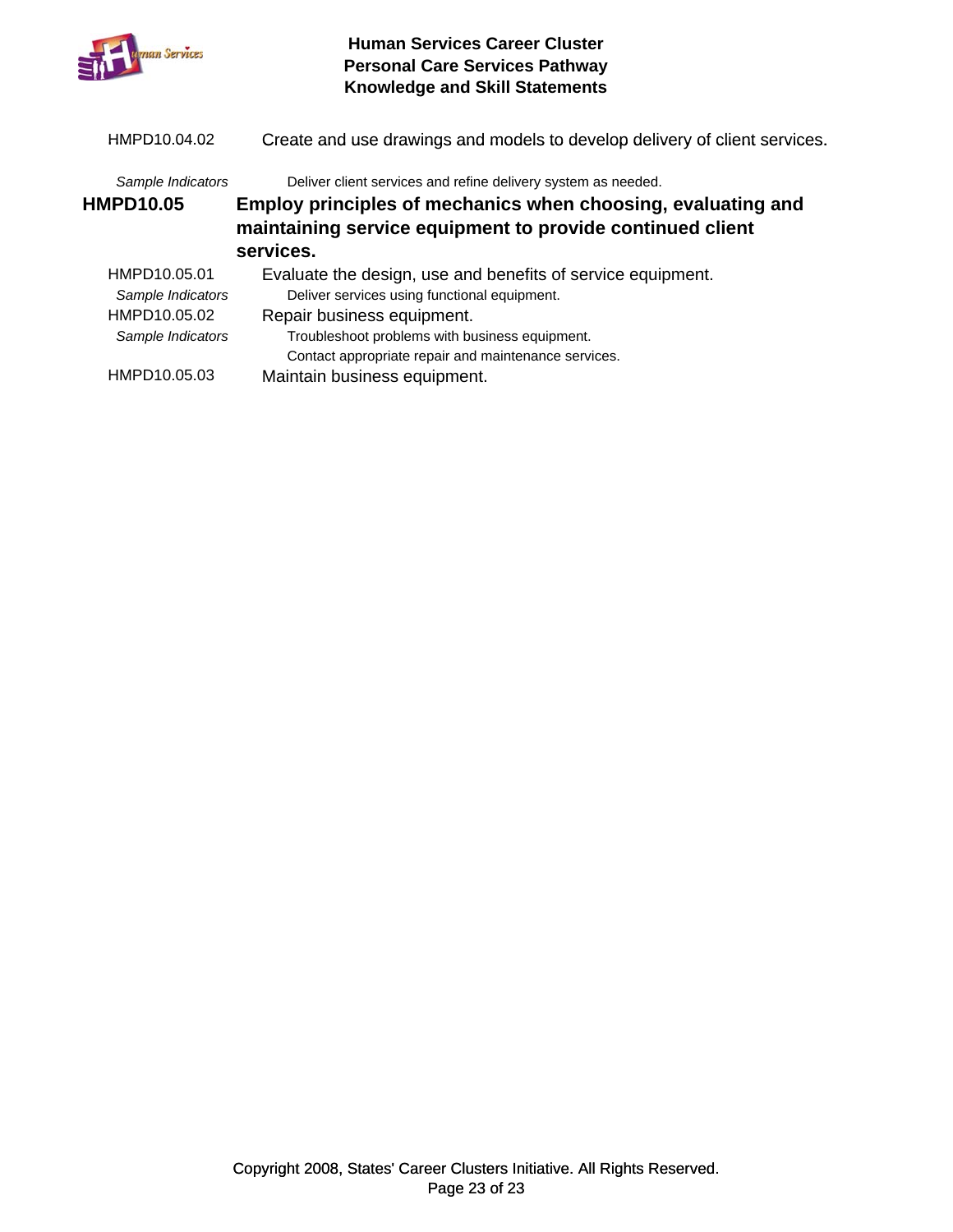HMPD10.04.02 Create and use drawings and models to develop delivery of client services.

*Sample Indicators* Deliver client services and refine delivery system as needed.

**HMPD10.05 Employ principles of mechanics when choosing, evaluating and maintaining service equipment to provide continued client services.**

HMPD10.05.01 Evaluate the design, use and benefits of service equipment.

*Sample Indicators* Deliver services using functional equipment.

HMPD10.05.02 Repair business equipment.

*Sample Indicators* Troubleshoot problems with business equipment.
Contact appropriate repair and maintenance services.

HMPD10.05.03 Maintain business equipment.